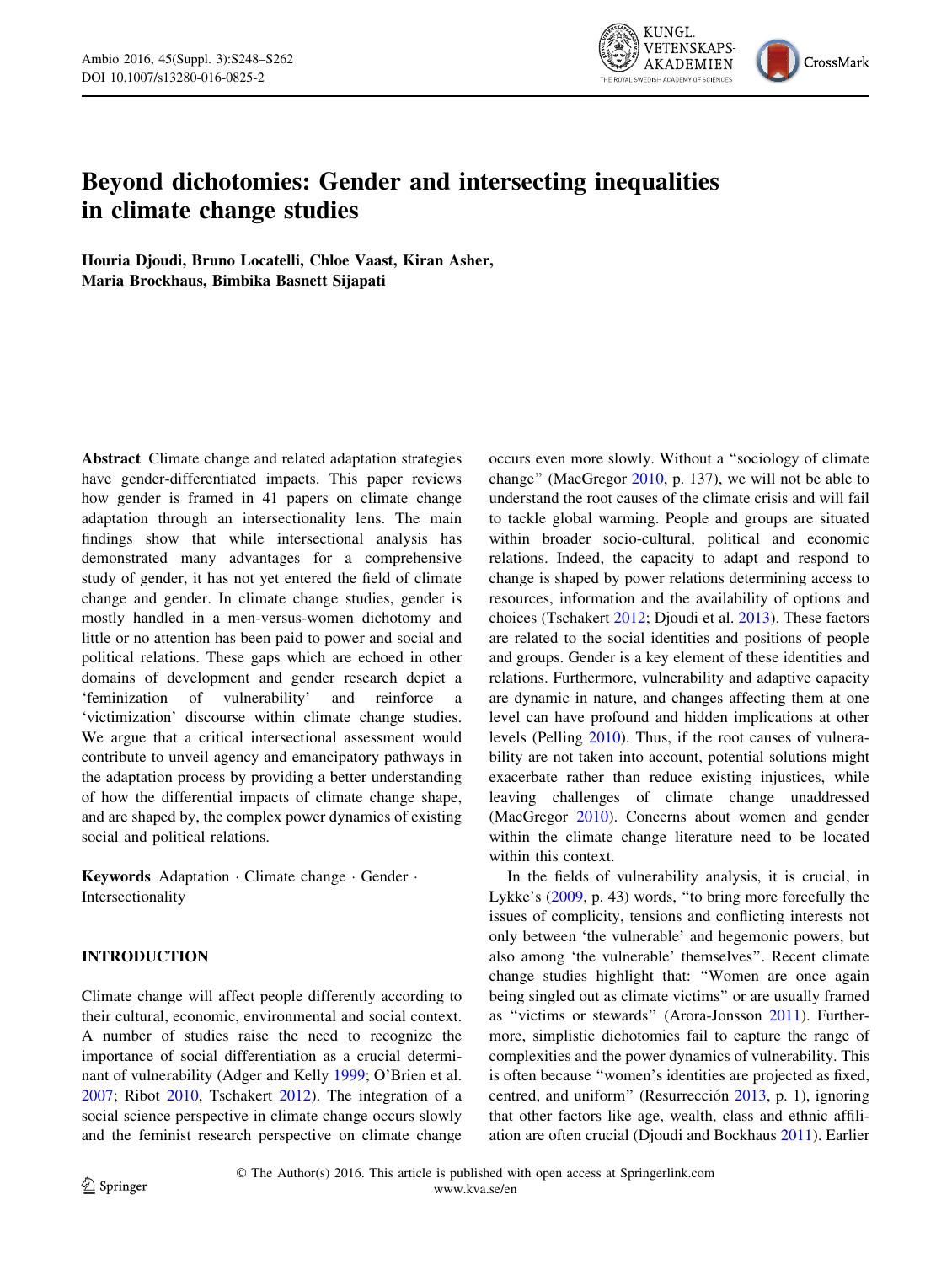# Beyond dichotomies: Gender and intersecting inequalities in climate change studies

**Houria Djoudi, Bruno Locatelli, Chloe Vaast, Kiran Asher, Maria Brockhaus, Bimbika Basnett Sijapati**

**Abstract** Climate change and related adaptation strategies have gender-differentiated impacts. This paper reviews how gender is framed in 41 papers on climate change adaptation through an intersectionality lens. The main findings show that while intersectional analysis has demonstrated many advantages for a comprehensive study of gender, it has not yet entered the field of climate change and gender. In climate change studies, gender is mostly handled in a men-versus-women dichotomy and little or no attention has been paid to power and social and political relations. These gaps which are echoed in other domains of development and gender research depict a 'feminization of vulnerability' and reinforce a 'victimization' discourse within climate change studies. We argue that a critical intersectional assessment would contribute to unveil agency and emancipatory pathways in the adaptation process by providing a better understanding of how the differential impacts of climate change shape, and are shaped by, the complex power dynamics of existing social and political relations.

**Keywords** Adaptation · Climate change · Gender · Intersectionality

## INTRODUCTION

Climate change will affect people differently according to their cultural, economic, environmental and social context. A number of studies raise the need to recognize the importance of social differentiation as a crucial determinant of vulnerability (Adger and Kelly 1999; O'Brien et al. 2007; Ribot 2010, Tschakert 2012). The integration of a social science perspective in climate change occurs slowly and the feminist research perspective on climate change occurs even more slowly. Without a "sociology of climate change" (MacGregor 2010, p. 137), we will not be able to understand the root causes of the climate crisis and will fail to tackle global warming. People and groups are situated within broader socio-cultural, political and economic relations. Indeed, the capacity to adapt and respond to change is shaped by power relations determining access to resources, information and the availability of options and choices (Tschakert 2012; Djoudi et al. 2013). These factors are related to the social identities and positions of people and groups. Gender is a key element of these identities and relations. Furthermore, vulnerability and adaptive capacity are dynamic in nature, and changes affecting them at one level can have profound and hidden implications at other levels (Pelling 2010). Thus, if the root causes of vulnerability are not taken into account, potential solutions might exacerbate rather than reduce existing injustices, while leaving challenges of climate change unaddressed (MacGregor 2010). Concerns about women and gender within the climate change literature need to be located within this context.

In the fields of vulnerability analysis, it is crucial, in Lykke's (2009, p. 43) words, "to bring more forcefully the issues of complicity, tensions and conflicting interests not only between 'the vulnerable' and hegemonic powers, but also among 'the vulnerable' themselves". Recent climate change studies highlight that: "Women are once again being singled out as climate victims" or are usually framed as "victims or stewards" (Arora-Jonsson 2011). Furthermore, simplistic dichotomies fail to capture the range of complexities and the power dynamics of vulnerability. This is often because "women's identities are projected as fixed, centred, and uniform" (Resurrección 2013, p. 1), ignoring that other factors like age, wealth, class and ethnic affiliation are often crucial (Djoudi and Bockhaus 2011). Earlier

© The Author(s) 2016. This article is published with open access at Springerlink.com
www.kva.se/en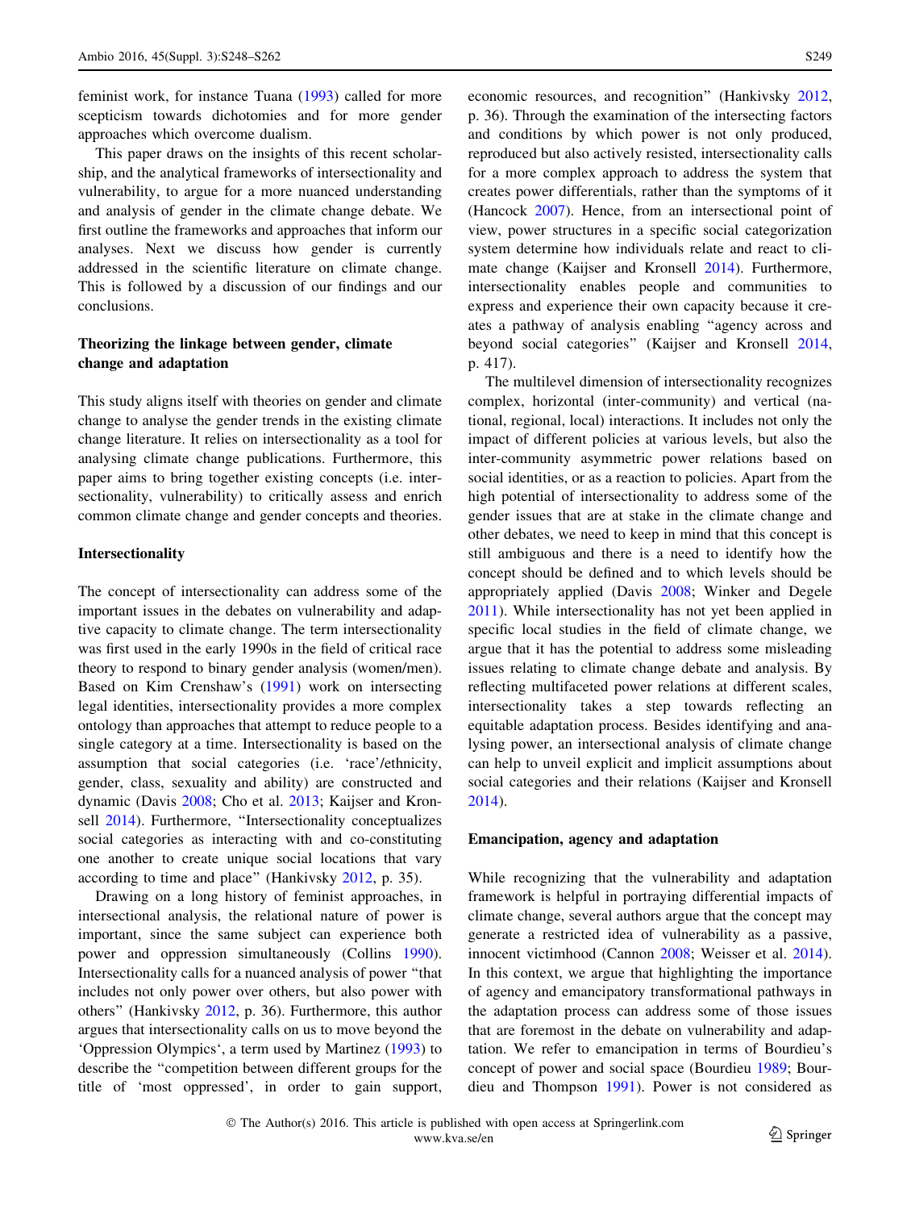feminist work, for instance Tuana (1993) called for more scepticism towards dichotomies and for more gender approaches which overcome dualism.

This paper draws on the insights of this recent scholarship, and the analytical frameworks of intersectionality and vulnerability, to argue for a more nuanced understanding and analysis of gender in the climate change debate. We first outline the frameworks and approaches that inform our analyses. Next we discuss how gender is currently addressed in the scientific literature on climate change. This is followed by a discussion of our findings and our conclusions.

## Theorizing the linkage between gender, climate change and adaptation

This study aligns itself with theories on gender and climate change to analyse the gender trends in the existing climate change literature. It relies on intersectionality as a tool for analysing climate change publications. Furthermore, this paper aims to bring together existing concepts (i.e. intersectionality, vulnerability) to critically assess and enrich common climate change and gender concepts and theories.

### Intersectionality

The concept of intersectionality can address some of the important issues in the debates on vulnerability and adaptive capacity to climate change. The term intersectionality was first used in the early 1990s in the field of critical race theory to respond to binary gender analysis (women/men). Based on Kim Crenshaw's (1991) work on intersecting legal identities, intersectionality provides a more complex ontology than approaches that attempt to reduce people to a single category at a time. Intersectionality is based on the assumption that social categories (i.e. 'race'/ethnicity, gender, class, sexuality and ability) are constructed and dynamic (Davis 2008; Cho et al. 2013; Kaijser and Kronsell 2014). Furthermore, "Intersectionality conceptualizes social categories as interacting with and co-constituting one another to create unique social locations that vary according to time and place" (Hankivsky 2012, p. 35).

Drawing on a long history of feminist approaches, in intersectional analysis, the relational nature of power is important, since the same subject can experience both power and oppression simultaneously (Collins 1990). Intersectionality calls for a nuanced analysis of power "that includes not only power over others, but also power with others" (Hankivsky 2012, p. 36). Furthermore, this author argues that intersectionality calls on us to move beyond the 'Oppression Olympics', a term used by Martinez (1993) to describe the "competition between different groups for the title of 'most oppressed', in order to gain support, economic resources, and recognition" (Hankivsky 2012, p. 36). Through the examination of the intersecting factors and conditions by which power is not only produced, reproduced but also actively resisted, intersectionality calls for a more complex approach to address the system that creates power differentials, rather than the symptoms of it (Hancock 2007). Hence, from an intersectional point of view, power structures in a specific social categorization system determine how individuals relate and react to climate change (Kaijser and Kronsell 2014). Furthermore, intersectionality enables people and communities to express and experience their own capacity because it creates a pathway of analysis enabling "agency across and beyond social categories" (Kaijser and Kronsell 2014, p. 417).

The multilevel dimension of intersectionality recognizes complex, horizontal (inter-community) and vertical (national, regional, local) interactions. It includes not only the impact of different policies at various levels, but also the inter-community asymmetric power relations based on social identities, or as a reaction to policies. Apart from the high potential of intersectionality to address some of the gender issues that are at stake in the climate change and other debates, we need to keep in mind that this concept is still ambiguous and there is a need to identify how the concept should be defined and to which levels should be appropriately applied (Davis 2008; Winker and Degele 2011). While intersectionality has not yet been applied in specific local studies in the field of climate change, we argue that it has the potential to address some misleading issues relating to climate change debate and analysis. By reflecting multifaceted power relations at different scales, intersectionality takes a step towards reflecting an equitable adaptation process. Besides identifying and analysing power, an intersectional analysis of climate change can help to unveil explicit and implicit assumptions about social categories and their relations (Kaijser and Kronsell 2014).

### Emancipation, agency and adaptation

While recognizing that the vulnerability and adaptation framework is helpful in portraying differential impacts of climate change, several authors argue that the concept may generate a restricted idea of vulnerability as a passive, innocent victimhood (Cannon 2008; Weisser et al. 2014). In this context, we argue that highlighting the importance of agency and emancipatory transformational pathways in the adaptation process can address some of those issues that are foremost in the debate on vulnerability and adaptation. We refer to emancipation in terms of Bourdieu's concept of power and social space (Bourdieu 1989; Bourdieu and Thompson 1991). Power is not considered as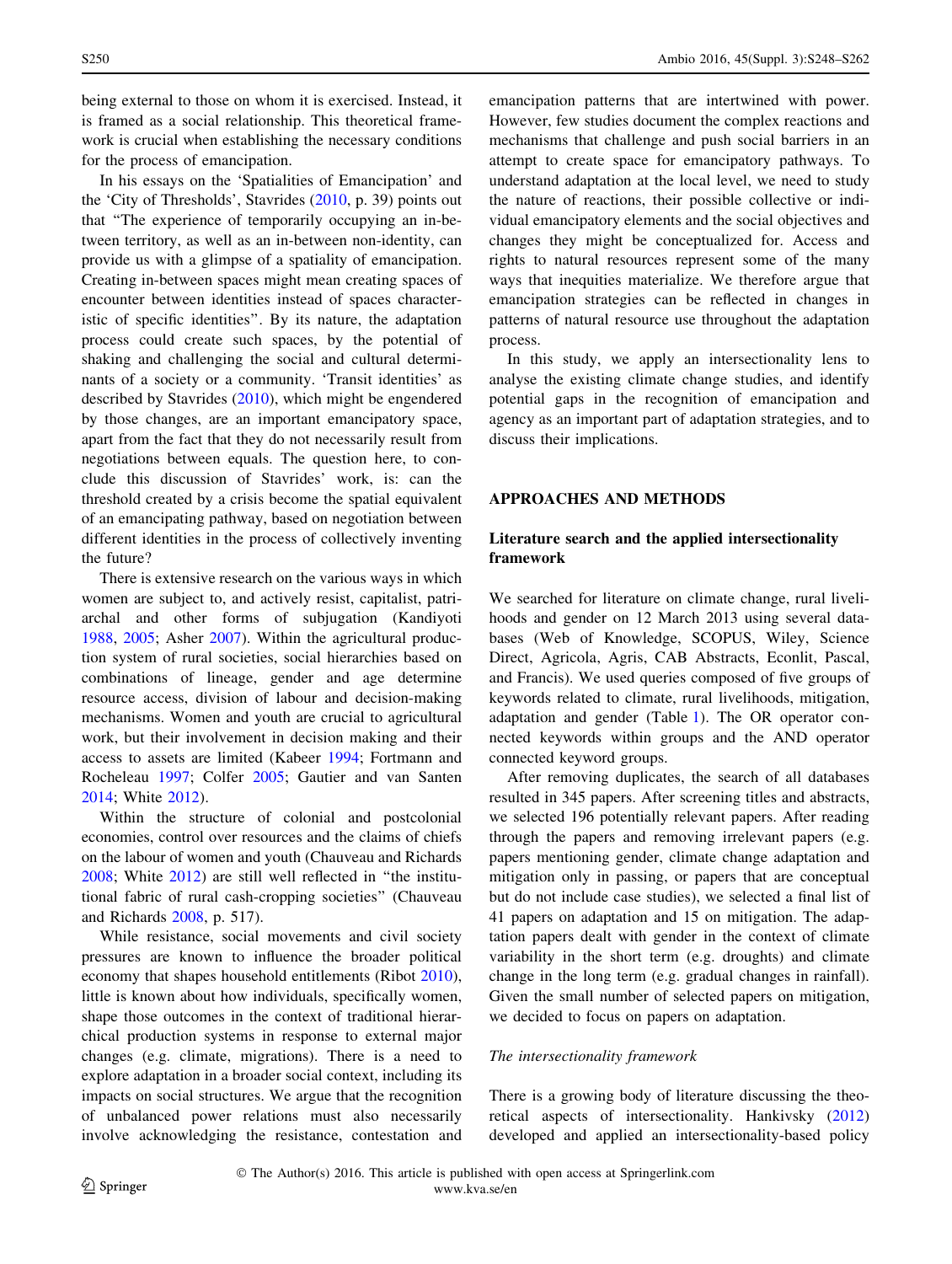being external to those on whom it is exercised. Instead, it is framed as a social relationship. This theoretical framework is crucial when establishing the necessary conditions for the process of emancipation.

In his essays on the 'Spatialities of Emancipation' and the 'City of Thresholds', Stavrides (2010, p. 39) points out that "The experience of temporarily occupying an in-between territory, as well as an in-between non-identity, can provide us with a glimpse of a spatiality of emancipation. Creating in-between spaces might mean creating spaces of encounter between identities instead of spaces characteristic of specific identities". By its nature, the adaptation process could create such spaces, by the potential of shaking and challenging the social and cultural determinants of a society or a community. 'Transit identities' as described by Stavrides (2010), which might be engendered by those changes, are an important emancipatory space, apart from the fact that they do not necessarily result from negotiations between equals. The question here, to conclude this discussion of Stavrides' work, is: can the threshold created by a crisis become the spatial equivalent of an emancipating pathway, based on negotiation between different identities in the process of collectively inventing the future?

There is extensive research on the various ways in which women are subject to, and actively resist, capitalist, patriarchal and other forms of subjugation (Kandiyoti 1988, 2005; Asher 2007). Within the agricultural production system of rural societies, social hierarchies based on combinations of lineage, gender and age determine resource access, division of labour and decision-making mechanisms. Women and youth are crucial to agricultural work, but their involvement in decision making and their access to assets are limited (Kabeer 1994; Fortmann and Rocheleau 1997; Colfer 2005; Gautier and van Santen 2014; White 2012).

Within the structure of colonial and postcolonial economies, control over resources and the claims of chiefs on the labour of women and youth (Chauveau and Richards 2008; White 2012) are still well reflected in "the institutional fabric of rural cash-cropping societies" (Chauveau and Richards 2008, p. 517).

While resistance, social movements and civil society pressures are known to influence the broader political economy that shapes household entitlements (Ribot 2010), little is known about how individuals, specifically women, shape those outcomes in the context of traditional hierarchical production systems in response to external major changes (e.g. climate, migrations). There is a need to explore adaptation in a broader social context, including its impacts on social structures. We argue that the recognition of unbalanced power relations must also necessarily involve acknowledging the resistance, contestation and emancipation patterns that are intertwined with power. However, few studies document the complex reactions and mechanisms that challenge and push social barriers in an attempt to create space for emancipatory pathways. To understand adaptation at the local level, we need to study the nature of reactions, their possible collective or individual emancipatory elements and the social objectives and changes they might be conceptualized for. Access and rights to natural resources represent some of the many ways that inequities materialize. We therefore argue that emancipation strategies can be reflected in changes in patterns of natural resource use throughout the adaptation process.

In this study, we apply an intersectionality lens to analyse the existing climate change studies, and identify potential gaps in the recognition of emancipation and agency as an important part of adaptation strategies, and to discuss their implications.

## APPROACHES AND METHODS

### Literature search and the applied intersectionality framework

We searched for literature on climate change, rural livelihoods and gender on 12 March 2013 using several databases (Web of Knowledge, SCOPUS, Wiley, Science Direct, Agricola, Agris, CAB Abstracts, Econlit, Pascal, and Francis). We used queries composed of five groups of keywords related to climate, rural livelihoods, mitigation, adaptation and gender (Table 1). The OR operator connected keywords within groups and the AND operator connected keyword groups.

After removing duplicates, the search of all databases resulted in 345 papers. After screening titles and abstracts, we selected 196 potentially relevant papers. After reading through the papers and removing irrelevant papers (e.g. papers mentioning gender, climate change adaptation and mitigation only in passing, or papers that are conceptual but do not include case studies), we selected a final list of 41 papers on adaptation and 15 on mitigation. The adaptation papers dealt with gender in the context of climate variability in the short term (e.g. droughts) and climate change in the long term (e.g. gradual changes in rainfall). Given the small number of selected papers on mitigation, we decided to focus on papers on adaptation.

#### *The intersectionality framework*

There is a growing body of literature discussing the theoretical aspects of intersectionality. Hankivsky (2012) developed and applied an intersectionality-based policy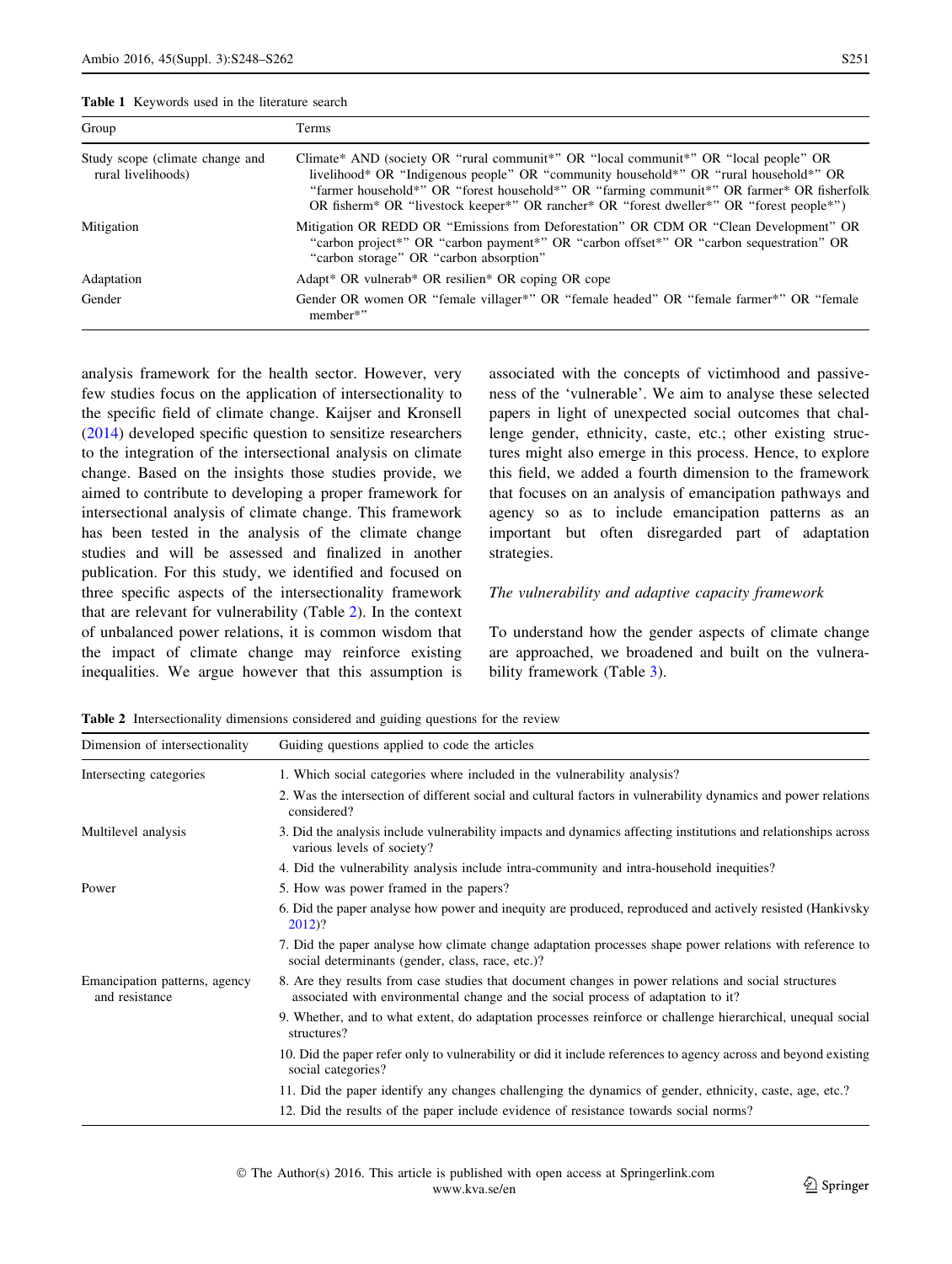Table 1 Keywords used in the literature search

| Group | Terms |
| --- | --- |
| Study scope (climate change and rural livelihoods) | Climate* AND (society OR "rural communit*" OR "local communit*" OR "local people" OR livelihood* OR "Indigenous people" OR "community household*" OR "rural household*" OR "farmer household*" OR "forest household*" OR "farming communit*" OR farmer* OR fisherfolk OR fisherm* OR "livestock keeper*" OR rancher* OR "forest dweller*" OR "forest people*") |
| Mitigation | Mitigation OR REDD OR "Emissions from Deforestation" OR CDM OR "Clean Development" OR "carbon project*" OR "carbon payment*" OR "carbon offset*" OR "carbon sequestration" OR "carbon storage" OR "carbon absorption" |
| Adaptation | Adapt* OR vulnerab* OR resilien* OR coping OR cope |
| Gender | Gender OR women OR "female villager*" OR "female headed" OR "female farmer*" OR "female member*" |

analysis framework for the health sector. However, very few studies focus on the application of intersectionality to the specific field of climate change. Kaijser and Kronsell (2014) developed specific question to sensitize researchers to the integration of the intersectional analysis on climate change. Based on the insights those studies provide, we aimed to contribute to developing a proper framework for intersectional analysis of climate change. This framework has been tested in the analysis of the climate change studies and will be assessed and finalized in another publication. For this study, we identified and focused on three specific aspects of the intersectionality framework that are relevant for vulnerability (Table 2). In the context of unbalanced power relations, it is common wisdom that the impact of climate change may reinforce existing inequalities. We argue however that this assumption is associated with the concepts of victimhood and passiveness of the 'vulnerable'. We aim to analyse these selected papers in light of unexpected social outcomes that challenge gender, ethnicity, caste, etc.; other existing structures might also emerge in this process. Hence, to explore this field, we added a fourth dimension to the framework that focuses on an analysis of emancipation pathways and agency so as to include emancipation patterns as an important but often disregarded part of adaptation strategies.

*The vulnerability and adaptive capacity framework*

To understand how the gender aspects of climate change are approached, we broadened and built on the vulnerability framework (Table 3).

Table 2 Intersectionality dimensions considered and guiding questions for the review

| Dimension of intersectionality | Guiding questions applied to code the articles |
| --- | --- |
| Intersecting categories | 1. Which social categories where included in the vulnerability analysis? |
| | 2. Was the intersection of different social and cultural factors in vulnerability dynamics and power relations considered? |
| Multilevel analysis | 3. Did the analysis include vulnerability impacts and dynamics affecting institutions and relationships across various levels of society? |
| | 4. Did the vulnerability analysis include intra-community and intra-household inequities? |
| Power | 5. How was power framed in the papers? |
| | 6. Did the paper analyse how power and inequity are produced, reproduced and actively resisted (Hankivsky 2012)? |
| | 7. Did the paper analyse how climate change adaptation processes shape power relations with reference to social determinants (gender, class, race, etc.)? |
| Emancipation patterns, agency and resistance | 8. Are they results from case studies that document changes in power relations and social structures associated with environmental change and the social process of adaptation to it? |
| | 9. Whether, and to what extent, do adaptation processes reinforce or challenge hierarchical, unequal social structures? |
| | 10. Did the paper refer only to vulnerability or did it include references to agency across and beyond existing social categories? |
| | 11. Did the paper identify any changes challenging the dynamics of gender, ethnicity, caste, age, etc.? |
| | 12. Did the results of the paper include evidence of resistance towards social norms? |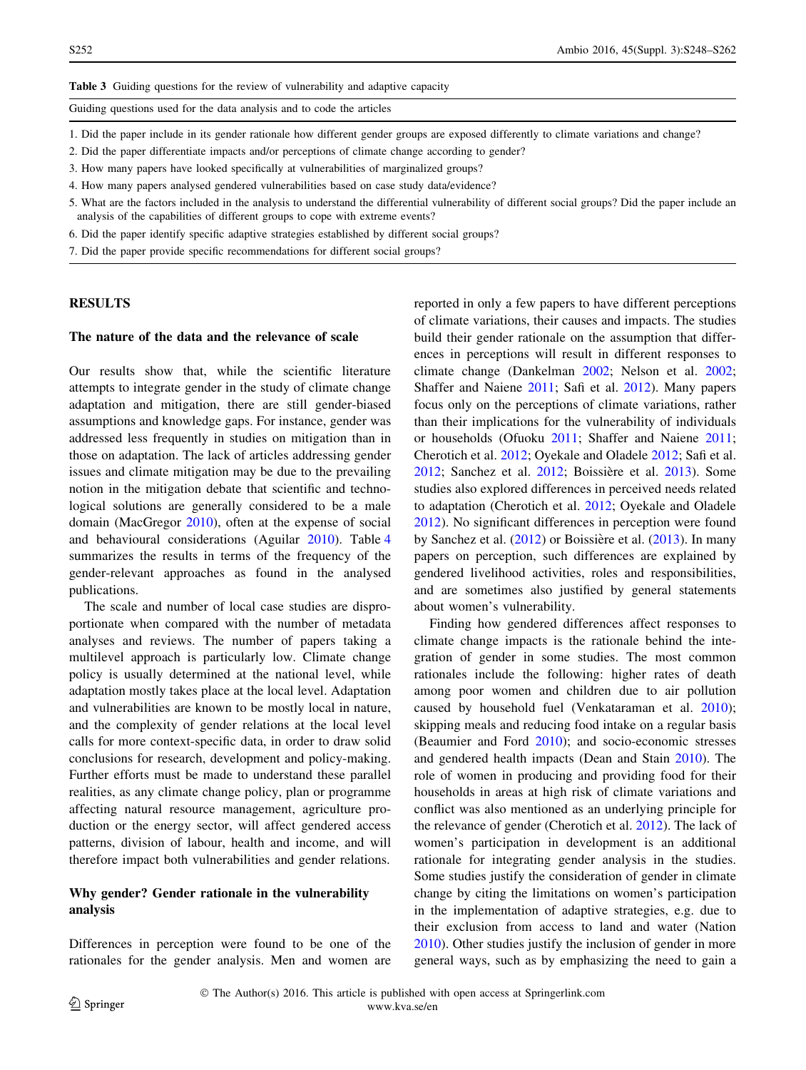**Table 3** Guiding questions for the review of vulnerability and adaptive capacity

| Guiding questions used for the data analysis and to code the articles |
| --- |
| 1. Did the paper include in its gender rationale how different gender groups are exposed differently to climate variations and change? |
| 2. Did the paper differentiate impacts and/or perceptions of climate change according to gender? |
| 3. How many papers have looked specifically at vulnerabilities of marginalized groups? |
| 4. How many papers analysed gendered vulnerabilities based on case study data/evidence? |
| 5. What are the factors included in the analysis to understand the differential vulnerability of different social groups? Did the paper include an analysis of the capabilities of different groups to cope with extreme events? |
| 6. Did the paper identify specific adaptive strategies established by different social groups? |
| 7. Did the paper provide specific recommendations for different social groups? |

## RESULTS

### The nature of the data and the relevance of scale

Our results show that, while the scientific literature attempts to integrate gender in the study of climate change adaptation and mitigation, there are still gender-biased assumptions and knowledge gaps. For instance, gender was addressed less frequently in studies on mitigation than in those on adaptation. The lack of articles addressing gender issues and climate mitigation may be due to the prevailing notion in the mitigation debate that scientific and technological solutions are generally considered to be a male domain (MacGregor 2010), often at the expense of social and behavioural considerations (Aguilar 2010). Table 4 summarizes the results in terms of the frequency of the gender-relevant approaches as found in the analysed publications.

The scale and number of local case studies are disproportionate when compared with the number of metadata analyses and reviews. The number of papers taking a multilevel approach is particularly low. Climate change policy is usually determined at the national level, while adaptation mostly takes place at the local level. Adaptation and vulnerabilities are known to be mostly local in nature, and the complexity of gender relations at the local level calls for more context-specific data, in order to draw solid conclusions for research, development and policy-making. Further efforts must be made to understand these parallel realities, as any climate change policy, plan or programme affecting natural resource management, agriculture production or the energy sector, will affect gendered access patterns, division of labour, health and income, and will therefore impact both vulnerabilities and gender relations.

### Why gender? Gender rationale in the vulnerability analysis

Differences in perception were found to be one of the rationales for the gender analysis. Men and women are reported in only a few papers to have different perceptions of climate variations, their causes and impacts. The studies build their gender rationale on the assumption that differences in perceptions will result in different responses to climate change (Dankelman 2002; Nelson et al. 2002; Shaffer and Naiene 2011; Safi et al. 2012). Many papers focus only on the perceptions of climate variations, rather than their implications for the vulnerability of individuals or households (Ofuoku 2011; Shaffer and Naiene 2011; Cherotich et al. 2012; Oyekale and Oladele 2012; Safi et al. 2012; Sanchez et al. 2012; Boissière et al. 2013). Some studies also explored differences in perceived needs related to adaptation (Cherotich et al. 2012; Oyekale and Oladele 2012). No significant differences in perception were found by Sanchez et al. (2012) or Boissière et al. (2013). In many papers on perception, such differences are explained by gendered livelihood activities, roles and responsibilities, and are sometimes also justified by general statements about women's vulnerability.

Finding how gendered differences affect responses to climate change impacts is the rationale behind the integration of gender in some studies. The most common rationales include the following: higher rates of death among poor women and children due to air pollution caused by household fuel (Venkataraman et al. 2010); skipping meals and reducing food intake on a regular basis (Beaumier and Ford 2010); and socio-economic stresses and gendered health impacts (Dean and Stain 2010). The role of women in producing and providing food for their households in areas at high risk of climate variations and conflict was also mentioned as an underlying principle for the relevance of gender (Cherotich et al. 2012). The lack of women's participation in development is an additional rationale for integrating gender analysis in the studies. Some studies justify the consideration of gender in climate change by citing the limitations on women's participation in the implementation of adaptive strategies, e.g. due to their exclusion from access to land and water (Nation 2010). Other studies justify the inclusion of gender in more general ways, such as by emphasizing the need to gain a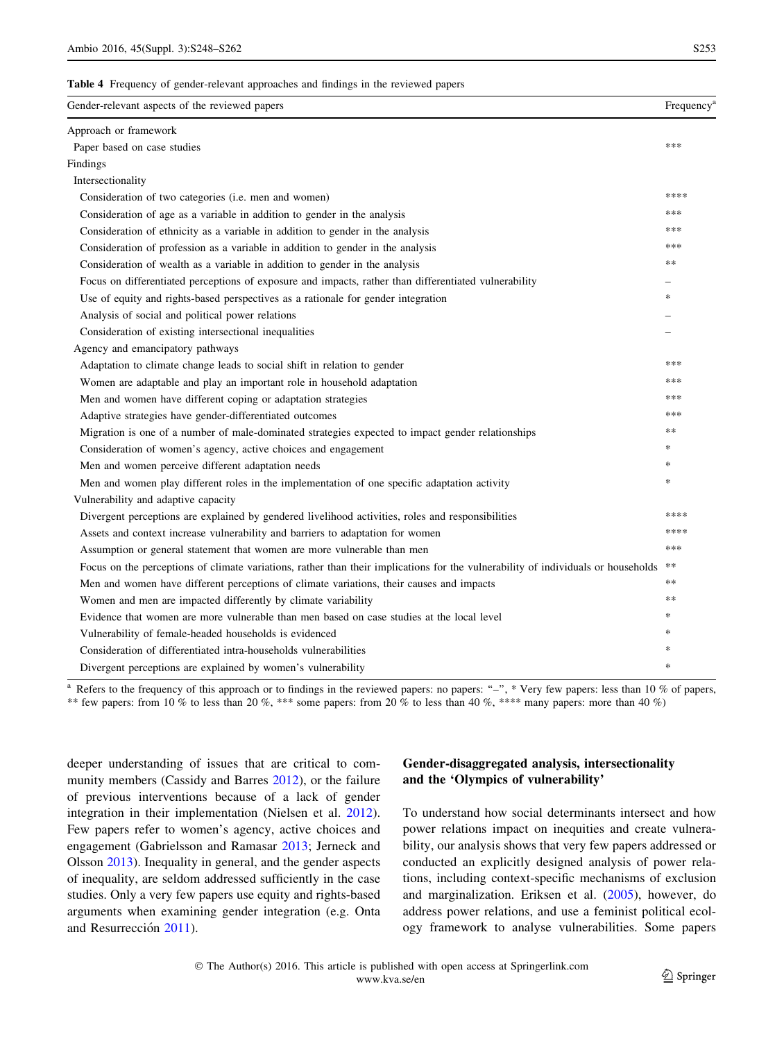**Table 4** Frequency of gender-relevant approaches and findings in the reviewed papers

| Gender-relevant aspects of the reviewed papers | Frequency[a] |
|---|---|
| Approach or framework | |
| Paper based on case studies | *** |
| Findings | |
| Intersectionality | |
| Consideration of two categories (i.e. men and women) | **** |
| Consideration of age as a variable in addition to gender in the analysis | *** |
| Consideration of ethnicity as a variable in addition to gender in the analysis | *** |
| Consideration of profession as a variable in addition to gender in the analysis | *** |
| Consideration of wealth as a variable in addition to gender in the analysis | ** |
| Focus on differentiated perceptions of exposure and impacts, rather than differentiated vulnerability | – |
| Use of equity and rights-based perspectives as a rationale for gender integration | * |
| Analysis of social and political power relations | – |
| Consideration of existing intersectional inequalities | – |
| Agency and emancipatory pathways | |
| Adaptation to climate change leads to social shift in relation to gender | *** |
| Women are adaptable and play an important role in household adaptation | *** |
| Men and women have different coping or adaptation strategies | *** |
| Adaptive strategies have gender-differentiated outcomes | *** |
| Migration is one of a number of male-dominated strategies expected to impact gender relationships | ** |
| Consideration of women's agency, active choices and engagement | * |
| Men and women perceive different adaptation needs | * |
| Men and women play different roles in the implementation of one specific adaptation activity | * |
| Vulnerability and adaptive capacity | |
| Divergent perceptions are explained by gendered livelihood activities, roles and responsibilities | **** |
| Assets and context increase vulnerability and barriers to adaptation for women | **** |
| Assumption or general statement that women are more vulnerable than men | *** |
| Focus on the perceptions of climate variations, rather than their implications for the vulnerability of individuals or households | ** |
| Men and women have different perceptions of climate variations, their causes and impacts | ** |
| Women and men are impacted differently by climate variability | ** |
| Evidence that women are more vulnerable than men based on case studies at the local level | * |
| Vulnerability of female-headed households is evidenced | * |
| Consideration of differentiated intra-households vulnerabilities | * |
| Divergent perceptions are explained by women's vulnerability | * |

[a] Refers to the frequency of this approach or to findings in the reviewed papers: no papers: "–", * Very few papers: less than 10 % of papers, ** few papers: from 10 % to less than 20 %, *** some papers: from 20 % to less than 40 %, **** many papers: more than 40 %)

deeper understanding of issues that are critical to community members (Cassidy and Barres 2012), or the failure of previous interventions because of a lack of gender integration in their implementation (Nielsen et al. 2012). Few papers refer to women's agency, active choices and engagement (Gabrielsson and Ramasar 2013; Jerneck and Olsson 2013). Inequality in general, and the gender aspects of inequality, are seldom addressed sufficiently in the case studies. Only a very few papers use equity and rights-based arguments when examining gender integration (e.g. Onta and Resurrección 2011).

## Gender-disaggregated analysis, intersectionality and the 'Olympics of vulnerability'

To understand how social determinants intersect and how power relations impact on inequities and create vulnerability, our analysis shows that very few papers addressed or conducted an explicitly designed analysis of power relations, including context-specific mechanisms of exclusion and marginalization. Eriksen et al. (2005), however, do address power relations, and use a feminist political ecology framework to analyse vulnerabilities. Some papers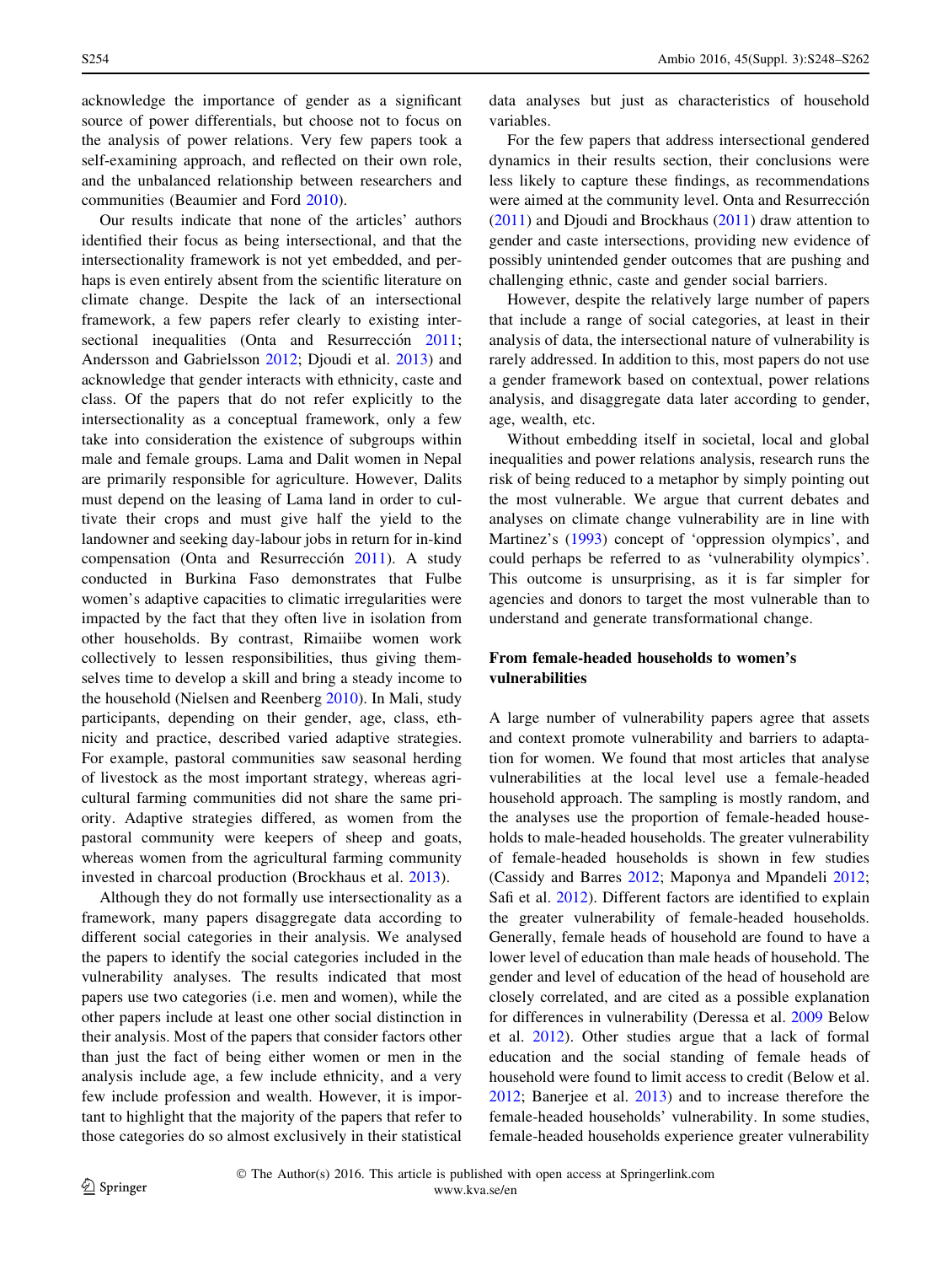acknowledge the importance of gender as a significant source of power differentials, but choose not to focus on the analysis of power relations. Very few papers took a self-examining approach, and reflected on their own role, and the unbalanced relationship between researchers and communities (Beaumier and Ford 2010).

Our results indicate that none of the articles' authors identified their focus as being intersectional, and that the intersectionality framework is not yet embedded, and perhaps is even entirely absent from the scientific literature on climate change. Despite the lack of an intersectional framework, a few papers refer clearly to existing intersectional inequalities (Onta and Resurrección 2011; Andersson and Gabrielsson 2012; Djoudi et al. 2013) and acknowledge that gender interacts with ethnicity, caste and class. Of the papers that do not refer explicitly to the intersectionality as a conceptual framework, only a few take into consideration the existence of subgroups within male and female groups. Lama and Dalit women in Nepal are primarily responsible for agriculture. However, Dalits must depend on the leasing of Lama land in order to cultivate their crops and must give half the yield to the landowner and seeking day-labour jobs in return for in-kind compensation (Onta and Resurrección 2011). A study conducted in Burkina Faso demonstrates that Fulbe women's adaptive capacities to climatic irregularities were impacted by the fact that they often live in isolation from other households. By contrast, Rimaiibe women work collectively to lessen responsibilities, thus giving themselves time to develop a skill and bring a steady income to the household (Nielsen and Reenberg 2010). In Mali, study participants, depending on their gender, age, class, ethnicity and practice, described varied adaptive strategies. For example, pastoral communities saw seasonal herding of livestock as the most important strategy, whereas agricultural farming communities did not share the same priority. Adaptive strategies differed, as women from the pastoral community were keepers of sheep and goats, whereas women from the agricultural farming community invested in charcoal production (Brockhaus et al. 2013).

Although they do not formally use intersectionality as a framework, many papers disaggregate data according to different social categories in their analysis. We analysed the papers to identify the social categories included in the vulnerability analyses. The results indicated that most papers use two categories (i.e. men and women), while the other papers include at least one other social distinction in their analysis. Most of the papers that consider factors other than just the fact of being either women or men in the analysis include age, a few include ethnicity, and a very few include profession and wealth. However, it is important to highlight that the majority of the papers that refer to those categories do so almost exclusively in their statistical data analyses but just as characteristics of household variables.

For the few papers that address intersectional gendered dynamics in their results section, their conclusions were less likely to capture these findings, as recommendations were aimed at the community level. Onta and Resurrección (2011) and Djoudi and Brockhaus (2011) draw attention to gender and caste intersections, providing new evidence of possibly unintended gender outcomes that are pushing and challenging ethnic, caste and gender social barriers.

However, despite the relatively large number of papers that include a range of social categories, at least in their analysis of data, the intersectional nature of vulnerability is rarely addressed. In addition to this, most papers do not use a gender framework based on contextual, power relations analysis, and disaggregate data later according to gender, age, wealth, etc.

Without embedding itself in societal, local and global inequalities and power relations analysis, research runs the risk of being reduced to a metaphor by simply pointing out the most vulnerable. We argue that current debates and analyses on climate change vulnerability are in line with Martinez's (1993) concept of 'oppression olympics', and could perhaps be referred to as 'vulnerability olympics'. This outcome is unsurprising, as it is far simpler for agencies and donors to target the most vulnerable than to understand and generate transformational change.

## From female-headed households to women's vulnerabilities

A large number of vulnerability papers agree that assets and context promote vulnerability and barriers to adaptation for women. We found that most articles that analyse vulnerabilities at the local level use a female-headed household approach. The sampling is mostly random, and the analyses use the proportion of female-headed households to male-headed households. The greater vulnerability of female-headed households is shown in few studies (Cassidy and Barres 2012; Maponya and Mpandeli 2012; Safi et al. 2012). Different factors are identified to explain the greater vulnerability of female-headed households. Generally, female heads of household are found to have a lower level of education than male heads of household. The gender and level of education of the head of household are closely correlated, and are cited as a possible explanation for differences in vulnerability (Deressa et al. 2009 Below et al. 2012). Other studies argue that a lack of formal education and the social standing of female heads of household were found to limit access to credit (Below et al. 2012; Banerjee et al. 2013) and to increase therefore the female-headed households' vulnerability. In some studies, female-headed households experience greater vulnerability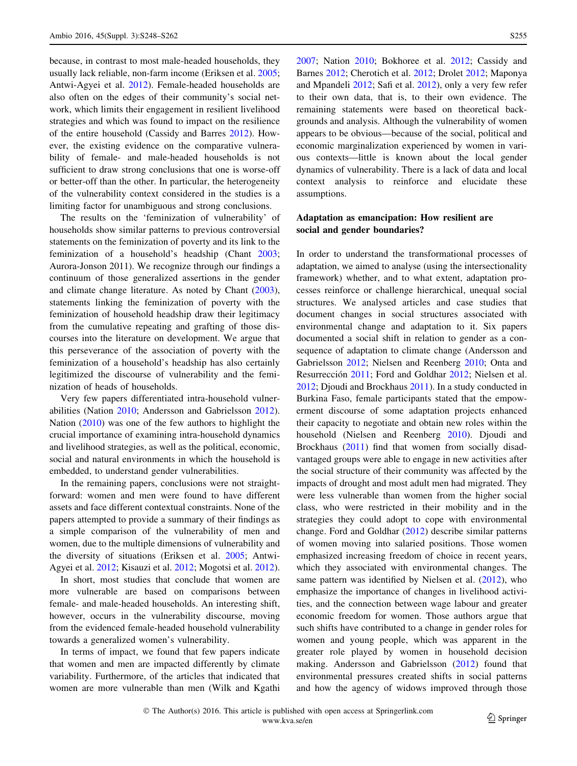because, in contrast to most male-headed households, they usually lack reliable, non-farm income (Eriksen et al. 2005; Antwi-Agyei et al. 2012). Female-headed households are also often on the edges of their community's social network, which limits their engagement in resilient livelihood strategies and which was found to impact on the resilience of the entire household (Cassidy and Barres 2012). However, the existing evidence on the comparative vulnerability of female- and male-headed households is not sufficient to draw strong conclusions that one is worse-off or better-off than the other. In particular, the heterogeneity of the vulnerability context considered in the studies is a limiting factor for unambiguous and strong conclusions.

The results on the 'feminization of vulnerability' of households show similar patterns to previous controversial statements on the feminization of poverty and its link to the feminization of a household's headship (Chant 2003; Aurora-Jonson 2011). We recognize through our findings a continuum of those generalized assertions in the gender and climate change literature. As noted by Chant (2003), statements linking the feminization of poverty with the feminization of household headship draw their legitimacy from the cumulative repeating and grafting of those discourses into the literature on development. We argue that this perseverance of the association of poverty with the feminization of a household's headship has also certainly legitimized the discourse of vulnerability and the feminization of heads of households.

Very few papers differentiated intra-household vulnerabilities (Nation 2010; Andersson and Gabrielsson 2012). Nation (2010) was one of the few authors to highlight the crucial importance of examining intra-household dynamics and livelihood strategies, as well as the political, economic, social and natural environments in which the household is embedded, to understand gender vulnerabilities.

In the remaining papers, conclusions were not straightforward: women and men were found to have different assets and face different contextual constraints. None of the papers attempted to provide a summary of their findings as a simple comparison of the vulnerability of men and women, due to the multiple dimensions of vulnerability and the diversity of situations (Eriksen et al. 2005; Antwi-Agyei et al. 2012; Kisauzi et al. 2012; Mogotsi et al. 2012).

In short, most studies that conclude that women are more vulnerable are based on comparisons between female- and male-headed households. An interesting shift, however, occurs in the vulnerability discourse, moving from the evidenced female-headed household vulnerability towards a generalized women's vulnerability.

In terms of impact, we found that few papers indicate that women and men are impacted differently by climate variability. Furthermore, of the articles that indicated that women are more vulnerable than men (Wilk and Kgathi 2007; Nation 2010; Bokhoree et al. 2012; Cassidy and Barnes 2012; Cherotich et al. 2012; Drolet 2012; Maponya and Mpandeli 2012; Safi et al. 2012), only a very few refer to their own data, that is, to their own evidence. The remaining statements were based on theoretical backgrounds and analysis. Although the vulnerability of women appears to be obvious—because of the social, political and economic marginalization experienced by women in various contexts—little is known about the local gender dynamics of vulnerability. There is a lack of data and local context analysis to reinforce and elucidate these assumptions.

## Adaptation as emancipation: How resilient are social and gender boundaries?

In order to understand the transformational processes of adaptation, we aimed to analyse (using the intersectionality framework) whether, and to what extent, adaptation processes reinforce or challenge hierarchical, unequal social structures. We analysed articles and case studies that document changes in social structures associated with environmental change and adaptation to it. Six papers documented a social shift in relation to gender as a consequence of adaptation to climate change (Andersson and Gabrielsson 2012; Nielsen and Reenberg 2010; Onta and Resurrección 2011; Ford and Goldhar 2012; Nielsen et al. 2012; Djoudi and Brockhaus 2011). In a study conducted in Burkina Faso, female participants stated that the empowerment discourse of some adaptation projects enhanced their capacity to negotiate and obtain new roles within the household (Nielsen and Reenberg 2010). Djoudi and Brockhaus (2011) find that women from socially disadvantaged groups were able to engage in new activities after the social structure of their community was affected by the impacts of drought and most adult men had migrated. They were less vulnerable than women from the higher social class, who were restricted in their mobility and in the strategies they could adopt to cope with environmental change. Ford and Goldhar (2012) describe similar patterns of women moving into salaried positions. Those women emphasized increasing freedom of choice in recent years, which they associated with environmental changes. The same pattern was identified by Nielsen et al. (2012), who emphasize the importance of changes in livelihood activities, and the connection between wage labour and greater economic freedom for women. Those authors argue that such shifts have contributed to a change in gender roles for women and young people, which was apparent in the greater role played by women in household decision making. Andersson and Gabrielsson (2012) found that environmental pressures created shifts in social patterns and how the agency of widows improved through those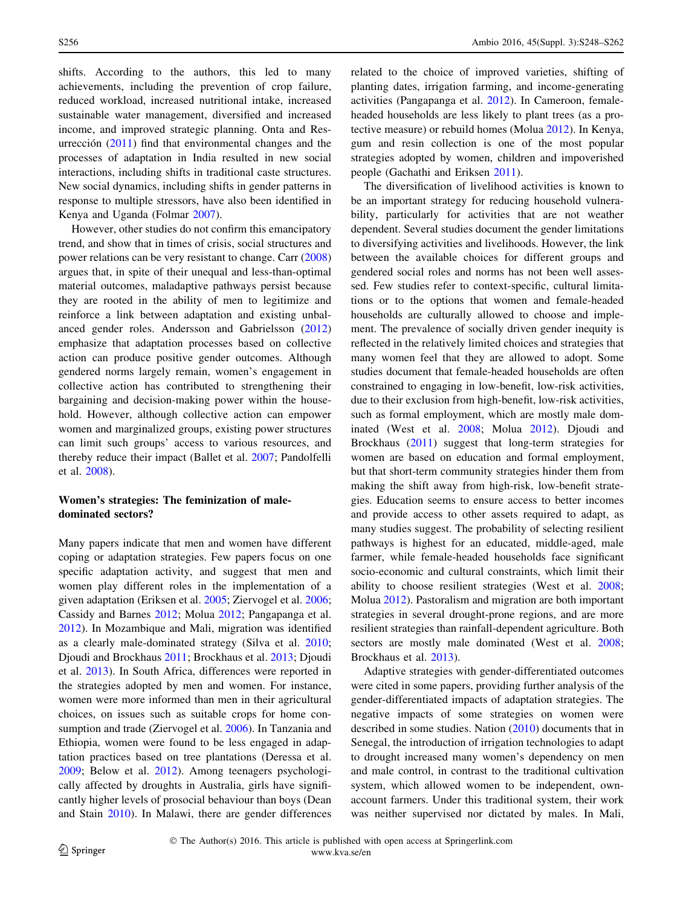shifts. According to the authors, this led to many achievements, including the prevention of crop failure, reduced workload, increased nutritional intake, increased sustainable water management, diversified and increased income, and improved strategic planning. Onta and Resurrección (2011) find that environmental changes and the processes of adaptation in India resulted in new social interactions, including shifts in traditional caste structures. New social dynamics, including shifts in gender patterns in response to multiple stressors, have also been identified in Kenya and Uganda (Folmar 2007).

However, other studies do not confirm this emancipatory trend, and show that in times of crisis, social structures and power relations can be very resistant to change. Carr (2008) argues that, in spite of their unequal and less-than-optimal material outcomes, maladaptive pathways persist because they are rooted in the ability of men to legitimize and reinforce a link between adaptation and existing unbalanced gender roles. Andersson and Gabrielsson (2012) emphasize that adaptation processes based on collective action can produce positive gender outcomes. Although gendered norms largely remain, women's engagement in collective action has contributed to strengthening their bargaining and decision-making power within the household. However, although collective action can empower women and marginalized groups, existing power structures can limit such groups' access to various resources, and thereby reduce their impact (Ballet et al. 2007; Pandolfelli et al. 2008).

**Women's strategies: The feminization of male-dominated sectors?**

Many papers indicate that men and women have different coping or adaptation strategies. Few papers focus on one specific adaptation activity, and suggest that men and women play different roles in the implementation of a given adaptation (Eriksen et al. 2005; Ziervogel et al. 2006; Cassidy and Barnes 2012; Molua 2012; Pangapanga et al. 2012). In Mozambique and Mali, migration was identified as a clearly male-dominated strategy (Silva et al. 2010; Djoudi and Brockhaus 2011; Brockhaus et al. 2013; Djoudi et al. 2013). In South Africa, differences were reported in the strategies adopted by men and women. For instance, women were more informed than men in their agricultural choices, on issues such as suitable crops for home consumption and trade (Ziervogel et al. 2006). In Tanzania and Ethiopia, women were found to be less engaged in adaptation practices based on tree plantations (Deressa et al. 2009; Below et al. 2012). Among teenagers psychologically affected by droughts in Australia, girls have significantly higher levels of prosocial behaviour than boys (Dean and Stain 2010). In Malawi, there are gender differences related to the choice of improved varieties, shifting of planting dates, irrigation farming, and income-generating activities (Pangapanga et al. 2012). In Cameroon, female-headed households are less likely to plant trees (as a protective measure) or rebuild homes (Molua 2012). In Kenya, gum and resin collection is one of the most popular strategies adopted by women, children and impoverished people (Gachathi and Eriksen 2011).

The diversification of livelihood activities is known to be an important strategy for reducing household vulnerability, particularly for activities that are not weather dependent. Several studies document the gender limitations to diversifying activities and livelihoods. However, the link between the available choices for different groups and gendered social roles and norms has not been well assessed. Few studies refer to context-specific, cultural limitations or to the options that women and female-headed households are culturally allowed to choose and implement. The prevalence of socially driven gender inequity is reflected in the relatively limited choices and strategies that many women feel that they are allowed to adopt. Some studies document that female-headed households are often constrained to engaging in low-benefit, low-risk activities, due to their exclusion from high-benefit, low-risk activities, such as formal employment, which are mostly male dominated (West et al. 2008; Molua 2012). Djoudi and Brockhaus (2011) suggest that long-term strategies for women are based on education and formal employment, but that short-term community strategies hinder them from making the shift away from high-risk, low-benefit strategies. Education seems to ensure access to better incomes and provide access to other assets required to adapt, as many studies suggest. The probability of selecting resilient pathways is highest for an educated, middle-aged, male farmer, while female-headed households face significant socio-economic and cultural constraints, which limit their ability to choose resilient strategies (West et al. 2008; Molua 2012). Pastoralism and migration are both important strategies in several drought-prone regions, and are more resilient strategies than rainfall-dependent agriculture. Both sectors are mostly male dominated (West et al. 2008; Brockhaus et al. 2013).

Adaptive strategies with gender-differentiated outcomes were cited in some papers, providing further analysis of the gender-differentiated impacts of adaptation strategies. The negative impacts of some strategies on women were described in some studies. Nation (2010) documents that in Senegal, the introduction of irrigation technologies to adapt to drought increased many women's dependency on men and male control, in contrast to the traditional cultivation system, which allowed women to be independent, own-account farmers. Under this traditional system, their work was neither supervised nor dictated by males. In Mali,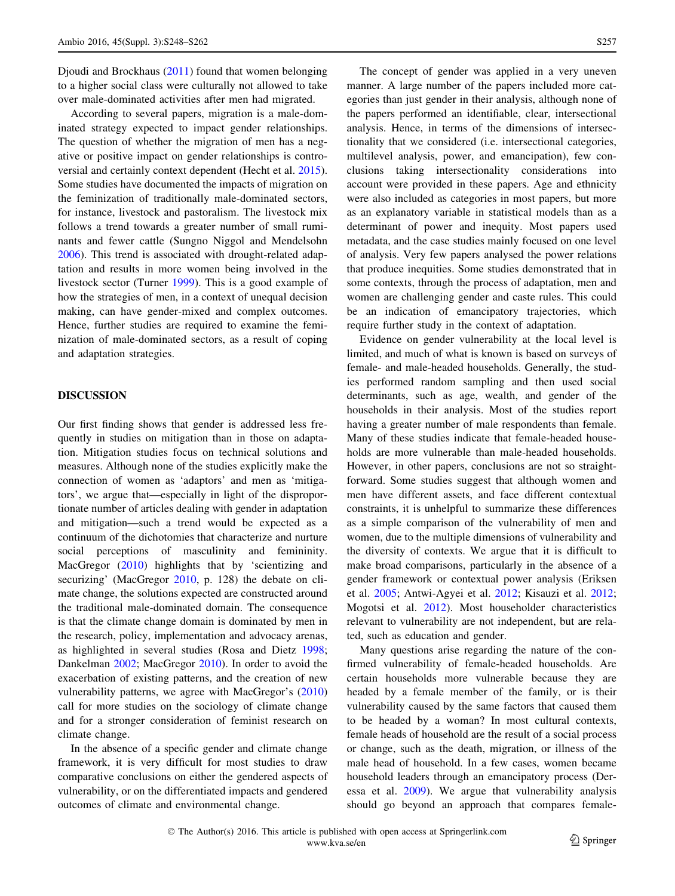Djoudi and Brockhaus (2011) found that women belonging to a higher social class were culturally not allowed to take over male-dominated activities after men had migrated.

According to several papers, migration is a male-dominated strategy expected to impact gender relationships. The question of whether the migration of men has a negative or positive impact on gender relationships is controversial and certainly context dependent (Hecht et al. 2015). Some studies have documented the impacts of migration on the feminization of traditionally male-dominated sectors, for instance, livestock and pastoralism. The livestock mix follows a trend towards a greater number of small ruminants and fewer cattle (Sungno Niggol and Mendelsohn 2006). This trend is associated with drought-related adaptation and results in more women being involved in the livestock sector (Turner 1999). This is a good example of how the strategies of men, in a context of unequal decision making, can have gender-mixed and complex outcomes. Hence, further studies are required to examine the feminization of male-dominated sectors, as a result of coping and adaptation strategies.

## DISCUSSION

Our first finding shows that gender is addressed less frequently in studies on mitigation than in those on adaptation. Mitigation studies focus on technical solutions and measures. Although none of the studies explicitly make the connection of women as 'adaptors' and men as 'mitigators', we argue that—especially in light of the disproportionate number of articles dealing with gender in adaptation and mitigation—such a trend would be expected as a continuum of the dichotomies that characterize and nurture social perceptions of masculinity and femininity. MacGregor (2010) highlights that by 'scientizing and securizing' (MacGregor 2010, p. 128) the debate on climate change, the solutions expected are constructed around the traditional male-dominated domain. The consequence is that the climate change domain is dominated by men in the research, policy, implementation and advocacy arenas, as highlighted in several studies (Rosa and Dietz 1998; Dankelman 2002; MacGregor 2010). In order to avoid the exacerbation of existing patterns, and the creation of new vulnerability patterns, we agree with MacGregor's (2010) call for more studies on the sociology of climate change and for a stronger consideration of feminist research on climate change.

In the absence of a specific gender and climate change framework, it is very difficult for most studies to draw comparative conclusions on either the gendered aspects of vulnerability, or on the differentiated impacts and gendered outcomes of climate and environmental change.

The concept of gender was applied in a very uneven manner. A large number of the papers included more categories than just gender in their analysis, although none of the papers performed an identifiable, clear, intersectional analysis. Hence, in terms of the dimensions of intersectionality that we considered (i.e. intersectional categories, multilevel analysis, power, and emancipation), few conclusions taking intersectionality considerations into account were provided in these papers. Age and ethnicity were also included as categories in most papers, but more as an explanatory variable in statistical models than as a determinant of power and inequity. Most papers used metadata, and the case studies mainly focused on one level of analysis. Very few papers analysed the power relations that produce inequities. Some studies demonstrated that in some contexts, through the process of adaptation, men and women are challenging gender and caste rules. This could be an indication of emancipatory trajectories, which require further study in the context of adaptation.

Evidence on gender vulnerability at the local level is limited, and much of what is known is based on surveys of female- and male-headed households. Generally, the studies performed random sampling and then used social determinants, such as age, wealth, and gender of the households in their analysis. Most of the studies report having a greater number of male respondents than female. Many of these studies indicate that female-headed households are more vulnerable than male-headed households. However, in other papers, conclusions are not so straightforward. Some studies suggest that although women and men have different assets, and face different contextual constraints, it is unhelpful to summarize these differences as a simple comparison of the vulnerability of men and women, due to the multiple dimensions of vulnerability and the diversity of contexts. We argue that it is difficult to make broad comparisons, particularly in the absence of a gender framework or contextual power analysis (Eriksen et al. 2005; Antwi-Agyei et al. 2012; Kisauzi et al. 2012; Mogotsi et al. 2012). Most householder characteristics relevant to vulnerability are not independent, but are related, such as education and gender.

Many questions arise regarding the nature of the confirmed vulnerability of female-headed households. Are certain households more vulnerable because they are headed by a female member of the family, or is their vulnerability caused by the same factors that caused them to be headed by a woman? In most cultural contexts, female heads of household are the result of a social process or change, such as the death, migration, or illness of the male head of household. In a few cases, women became household leaders through an emancipatory process (Deressa et al. 2009). We argue that vulnerability analysis should go beyond an approach that compares female-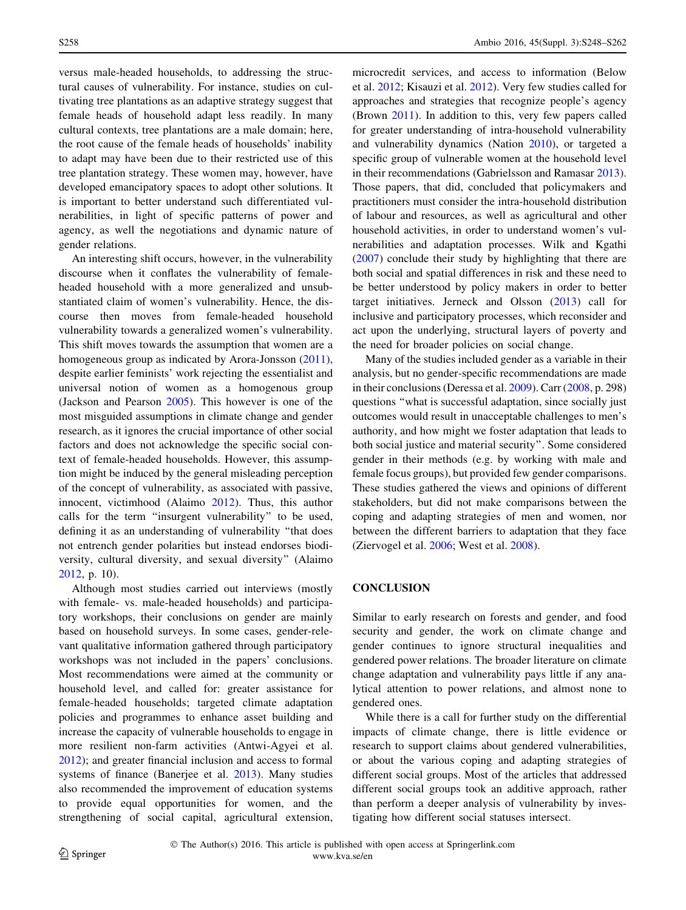versus male-headed households, to addressing the structural causes of vulnerability. For instance, studies on cultivating tree plantations as an adaptive strategy suggest that female heads of household adapt less readily. In many cultural contexts, tree plantations are a male domain; here, the root cause of the female heads of households' inability to adapt may have been due to their restricted use of this tree plantation strategy. These women may, however, have developed emancipatory spaces to adopt other solutions. It is important to better understand such differentiated vulnerabilities, in light of specific patterns of power and agency, as well the negotiations and dynamic nature of gender relations.

An interesting shift occurs, however, in the vulnerability discourse when it conflates the vulnerability of female-headed household with a more generalized and unsubstantiated claim of women's vulnerability. Hence, the discourse then moves from female-headed household vulnerability towards a generalized women's vulnerability. This shift moves towards the assumption that women are a homogeneous group as indicated by Arora-Jonsson (2011), despite earlier feminists' work rejecting the essentialist and universal notion of women as a homogenous group (Jackson and Pearson 2005). This however is one of the most misguided assumptions in climate change and gender research, as it ignores the crucial importance of other social factors and does not acknowledge the specific social context of female-headed households. However, this assumption might be induced by the general misleading perception of the concept of vulnerability, as associated with passive, innocent, victimhood (Alaimo 2012). Thus, this author calls for the term "insurgent vulnerability" to be used, defining it as an understanding of vulnerability "that does not entrench gender polarities but instead endorses biodiversity, cultural diversity, and sexual diversity" (Alaimo 2012, p. 10).

Although most studies carried out interviews (mostly with female- vs. male-headed households) and participatory workshops, their conclusions on gender are mainly based on household surveys. In some cases, gender-relevant qualitative information gathered through participatory workshops was not included in the papers' conclusions. Most recommendations were aimed at the community or household level, and called for: greater assistance for female-headed households; targeted climate adaptation policies and programmes to enhance asset building and increase the capacity of vulnerable households to engage in more resilient non-farm activities (Antwi-Agyei et al. 2012); and greater financial inclusion and access to formal systems of finance (Banerjee et al. 2013). Many studies also recommended the improvement of education systems to provide equal opportunities for women, and the strengthening of social capital, agricultural extension, microcredit services, and access to information (Below et al. 2012; Kisauzi et al. 2012). Very few studies called for approaches and strategies that recognize people's agency (Brown 2011). In addition to this, very few papers called for greater understanding of intra-household vulnerability and vulnerability dynamics (Nation 2010), or targeted a specific group of vulnerable women at the household level in their recommendations (Gabrielsson and Ramasar 2013). Those papers, that did, concluded that policymakers and practitioners must consider the intra-household distribution of labour and resources, as well as agricultural and other household activities, in order to understand women's vulnerabilities and adaptation processes. Wilk and Kgathi (2007) conclude their study by highlighting that there are both social and spatial differences in risk and these need to be better understood by policy makers in order to better target initiatives. Jerneck and Olsson (2013) call for inclusive and participatory processes, which reconsider and act upon the underlying, structural layers of poverty and the need for broader policies on social change.

Many of the studies included gender as a variable in their analysis, but no gender-specific recommendations are made in their conclusions (Deressa et al. 2009). Carr (2008, p. 298) questions "what is successful adaptation, since socially just outcomes would result in unacceptable challenges to men's authority, and how might we foster adaptation that leads to both social justice and material security". Some considered gender in their methods (e.g. by working with male and female focus groups), but provided few gender comparisons. These studies gathered the views and opinions of different stakeholders, but did not make comparisons between the coping and adapting strategies of men and women, nor between the different barriers to adaptation that they face (Ziervogel et al. 2006; West et al. 2008).

## CONCLUSION

Similar to early research on forests and gender, and food security and gender, the work on climate change and gender continues to ignore structural inequalities and gendered power relations. The broader literature on climate change adaptation and vulnerability pays little if any analytical attention to power relations, and almost none to gendered ones.

While there is a call for further study on the differential impacts of climate change, there is little evidence or research to support claims about gendered vulnerabilities, or about the various coping and adapting strategies of different social groups. Most of the articles that addressed different social groups took an additive approach, rather than perform a deeper analysis of vulnerability by investigating how different social statuses intersect.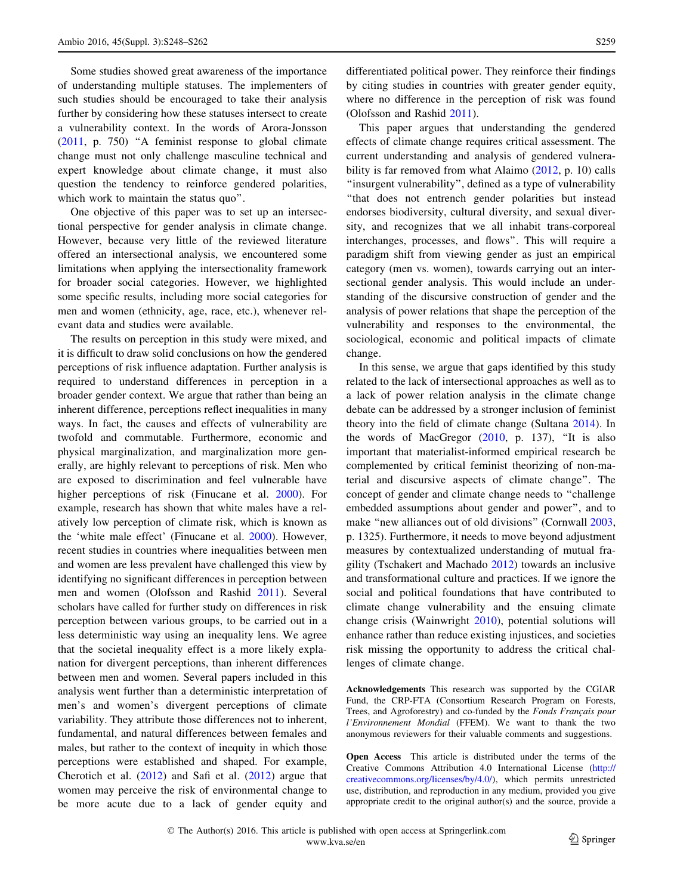Some studies showed great awareness of the importance of understanding multiple statuses. The implementers of such studies should be encouraged to take their analysis further by considering how these statuses intersect to create a vulnerability context. In the words of Arora-Jonsson (2011, p. 750) "A feminist response to global climate change must not only challenge masculine technical and expert knowledge about climate change, it must also question the tendency to reinforce gendered polarities, which work to maintain the status quo".

One objective of this paper was to set up an intersectional perspective for gender analysis in climate change. However, because very little of the reviewed literature offered an intersectional analysis, we encountered some limitations when applying the intersectionality framework for broader social categories. However, we highlighted some specific results, including more social categories for men and women (ethnicity, age, race, etc.), whenever relevant data and studies were available.

The results on perception in this study were mixed, and it is difficult to draw solid conclusions on how the gendered perceptions of risk influence adaptation. Further analysis is required to understand differences in perception in a broader gender context. We argue that rather than being an inherent difference, perceptions reflect inequalities in many ways. In fact, the causes and effects of vulnerability are twofold and commutable. Furthermore, economic and physical marginalization, and marginalization more generally, are highly relevant to perceptions of risk. Men who are exposed to discrimination and feel vulnerable have higher perceptions of risk (Finucane et al. 2000). For example, research has shown that white males have a relatively low perception of climate risk, which is known as the 'white male effect' (Finucane et al. 2000). However, recent studies in countries where inequalities between men and women are less prevalent have challenged this view by identifying no significant differences in perception between men and women (Olofsson and Rashid 2011). Several scholars have called for further study on differences in risk perception between various groups, to be carried out in a less deterministic way using an inequality lens. We agree that the societal inequality effect is a more likely explanation for divergent perceptions, than inherent differences between men and women. Several papers included in this analysis went further than a deterministic interpretation of men's and women's divergent perceptions of climate variability. They attribute those differences not to inherent, fundamental, and natural differences between females and males, but rather to the context of inequity in which those perceptions were established and shaped. For example, Cherotich et al. (2012) and Safi et al. (2012) argue that women may perceive the risk of environmental change to be more acute due to a lack of gender equity and differentiated political power. They reinforce their findings by citing studies in countries with greater gender equity, where no difference in the perception of risk was found (Olofsson and Rashid 2011).

This paper argues that understanding the gendered effects of climate change requires critical assessment. The current understanding and analysis of gendered vulnerability is far removed from what Alaimo (2012, p. 10) calls "insurgent vulnerability", defined as a type of vulnerability "that does not entrench gender polarities but instead endorses biodiversity, cultural diversity, and sexual diversity, and recognizes that we all inhabit trans-corporeal interchanges, processes, and flows". This will require a paradigm shift from viewing gender as just an empirical category (men vs. women), towards carrying out an intersectional gender analysis. This would include an understanding of the discursive construction of gender and the analysis of power relations that shape the perception of the vulnerability and responses to the environmental, the sociological, economic and political impacts of climate change.

In this sense, we argue that gaps identified by this study related to the lack of intersectional approaches as well as to a lack of power relation analysis in the climate change debate can be addressed by a stronger inclusion of feminist theory into the field of climate change (Sultana 2014). In the words of MacGregor (2010, p. 137), "It is also important that materialist-informed empirical research be complemented by critical feminist theorizing of non-material and discursive aspects of climate change". The concept of gender and climate change needs to "challenge embedded assumptions about gender and power", and to make "new alliances out of old divisions" (Cornwall 2003, p. 1325). Furthermore, it needs to move beyond adjustment measures by contextualized understanding of mutual fragility (Tschakert and Machado 2012) towards an inclusive and transformational culture and practices. If we ignore the social and political foundations that have contributed to climate change vulnerability and the ensuing climate change crisis (Wainwright 2010), potential solutions will enhance rather than reduce existing injustices, and societies risk missing the opportunity to address the critical challenges of climate change.

**Acknowledgements** This research was supported by the CGIAR Fund, the CRP-FTA (Consortium Research Program on Forests, Trees, and Agroforestry) and co-funded by the *Fonds Français pour l'Environnement Mondial* (FFEM). We want to thank the two anonymous reviewers for their valuable comments and suggestions.

**Open Access** This article is distributed under the terms of the Creative Commons Attribution 4.0 International License (http://creativecommons.org/licenses/by/4.0/), which permits unrestricted use, distribution, and reproduction in any medium, provided you give appropriate credit to the original author(s) and the source, provide a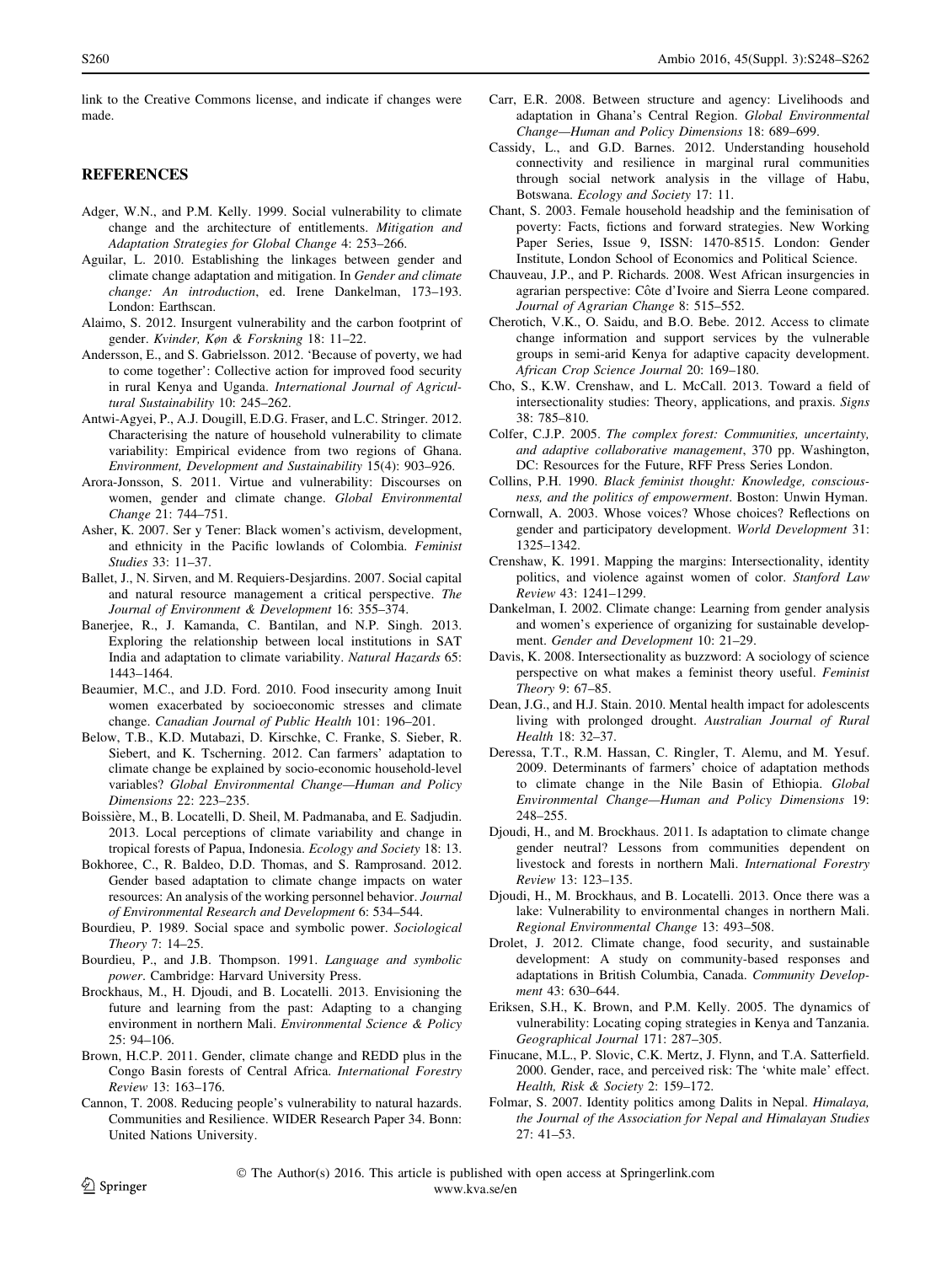link to the Creative Commons license, and indicate if changes were made.

## REFERENCES

Adger, W.N., and P.M. Kelly. 1999. Social vulnerability to climate change and the architecture of entitlements. *Mitigation and Adaptation Strategies for Global Change* 4: 253–266.

Aguilar, L. 2010. Establishing the linkages between gender and climate change adaptation and mitigation. In *Gender and climate change: An introduction*, ed. Irene Dankelman, 173–193. London: Earthscan.

Alaimo, S. 2012. Insurgent vulnerability and the carbon footprint of gender. *Kvinder, Køn & Forskning* 18: 11–22.

Andersson, E., and S. Gabrielsson. 2012. 'Because of poverty, we had to come together': Collective action for improved food security in rural Kenya and Uganda. *International Journal of Agricultural Sustainability* 10: 245–262.

Antwi-Agyei, P., A.J. Dougill, E.D.G. Fraser, and L.C. Stringer. 2012. Characterising the nature of household vulnerability to climate variability: Empirical evidence from two regions of Ghana. *Environment, Development and Sustainability* 15(4): 903–926.

Arora-Jonsson, S. 2011. Virtue and vulnerability: Discourses on women, gender and climate change. *Global Environmental Change* 21: 744–751.

Asher, K. 2007. Ser y Tener: Black women's activism, development, and ethnicity in the Pacific lowlands of Colombia. *Feminist Studies* 33: 11–37.

Ballet, J., N. Sirven, and M. Requiers-Desjardins. 2007. Social capital and natural resource management a critical perspective. *The Journal of Environment & Development* 16: 355–374.

Banerjee, R., J. Kamanda, C. Bantilan, and N.P. Singh. 2013. Exploring the relationship between local institutions in SAT India and adaptation to climate variability. *Natural Hazards* 65: 1443–1464.

Beaumier, M.C., and J.D. Ford. 2010. Food insecurity among Inuit women exacerbated by socioeconomic stresses and climate change. *Canadian Journal of Public Health* 101: 196–201.

Below, T.B., K.D. Mutabazi, D. Kirschke, C. Franke, S. Sieber, R. Siebert, and K. Tscherning. 2012. Can farmers' adaptation to climate change be explained by socio-economic household-level variables? *Global Environmental Change—Human and Policy Dimensions* 22: 223–235.

Boissière, M., B. Locatelli, D. Sheil, M. Padmanaba, and E. Sadjudin. 2013. Local perceptions of climate variability and change in tropical forests of Papua, Indonesia. *Ecology and Society* 18: 13.

Bokhoree, C., R. Baldeo, D.D. Thomas, and S. Ramprosand. 2012. Gender based adaptation to climate change impacts on water resources: An analysis of the working personnel behavior. *Journal of Environmental Research and Development* 6: 534–544.

Bourdieu, P. 1989. Social space and symbolic power. *Sociological Theory* 7: 14–25.

Bourdieu, P., and J.B. Thompson. 1991. *Language and symbolic power*. Cambridge: Harvard University Press.

Brockhaus, M., H. Djoudi, and B. Locatelli. 2013. Envisioning the future and learning from the past: Adapting to a changing environment in northern Mali. *Environmental Science & Policy* 25: 94–106.

Brown, H.C.P. 2011. Gender, climate change and REDD plus in the Congo Basin forests of Central Africa. *International Forestry Review* 13: 163–176.

Cannon, T. 2008. Reducing people's vulnerability to natural hazards. Communities and Resilience. WIDER Research Paper 34. Bonn: United Nations University.

Carr, E.R. 2008. Between structure and agency: Livelihoods and adaptation in Ghana's Central Region. *Global Environmental Change—Human and Policy Dimensions* 18: 689–699.

Cassidy, L., and G.D. Barnes. 2012. Understanding household connectivity and resilience in marginal rural communities through social network analysis in the village of Habu, Botswana. *Ecology and Society* 17: 11.

Chant, S. 2003. Female household headship and the feminisation of poverty: Facts, fictions and forward strategies. New Working Paper Series, Issue 9, ISSN: 1470-8515. London: Gender Institute, London School of Economics and Political Science.

Chauveau, J.P., and P. Richards. 2008. West African insurgencies in agrarian perspective: Côte d'Ivoire and Sierra Leone compared. *Journal of Agrarian Change* 8: 515–552.

Cherotich, V.K., O. Saidu, and B.O. Bebe. 2012. Access to climate change information and support services by the vulnerable groups in semi-arid Kenya for adaptive capacity development. *African Crop Science Journal* 20: 169–180.

Cho, S., K.W. Crenshaw, and L. McCall. 2013. Toward a field of intersectionality studies: Theory, applications, and praxis. *Signs* 38: 785–810.

Colfer, C.J.P. 2005. *The complex forest: Communities, uncertainty, and adaptive collaborative management*, 370 pp. Washington, DC: Resources for the Future, RFF Press Series London.

Collins, P.H. 1990. *Black feminist thought: Knowledge, consciousness, and the politics of empowerment*. Boston: Unwin Hyman.

Cornwall, A. 2003. Whose voices? Whose choices? Reflections on gender and participatory development. *World Development* 31: 1325–1342.

Crenshaw, K. 1991. Mapping the margins: Intersectionality, identity politics, and violence against women of color. *Stanford Law Review* 43: 1241–1299.

Dankelman, I. 2002. Climate change: Learning from gender analysis and women's experience of organizing for sustainable development. *Gender and Development* 10: 21–29.

Davis, K. 2008. Intersectionality as buzzword: A sociology of science perspective on what makes a feminist theory useful. *Feminist Theory* 9: 67–85.

Dean, J.G., and H.J. Stain. 2010. Mental health impact for adolescents living with prolonged drought. *Australian Journal of Rural Health* 18: 32–37.

Deressa, T.T., R.M. Hassan, C. Ringler, T. Alemu, and M. Yesuf. 2009. Determinants of farmers' choice of adaptation methods to climate change in the Nile Basin of Ethiopia. *Global Environmental Change—Human and Policy Dimensions* 19: 248–255.

Djoudi, H., and M. Brockhaus. 2011. Is adaptation to climate change gender neutral? Lessons from communities dependent on livestock and forests in northern Mali. *International Forestry Review* 13: 123–135.

Djoudi, H., M. Brockhaus, and B. Locatelli. 2013. Once there was a lake: Vulnerability to environmental changes in northern Mali. *Regional Environmental Change* 13: 493–508.

Drolet, J. 2012. Climate change, food security, and sustainable development: A study on community-based responses and adaptations in British Columbia, Canada. *Community Development* 43: 630–644.

Eriksen, S.H., K. Brown, and P.M. Kelly. 2005. The dynamics of vulnerability: Locating coping strategies in Kenya and Tanzania. *Geographical Journal* 171: 287–305.

Finucane, M.L., P. Slovic, C.K. Mertz, J. Flynn, and T.A. Satterfield. 2000. Gender, race, and perceived risk: The 'white male' effect. *Health, Risk & Society* 2: 159–172.

Folmar, S. 2007. Identity politics among Dalits in Nepal. *Himalaya, the Journal of the Association for Nepal and Himalayan Studies* 27: 41–53.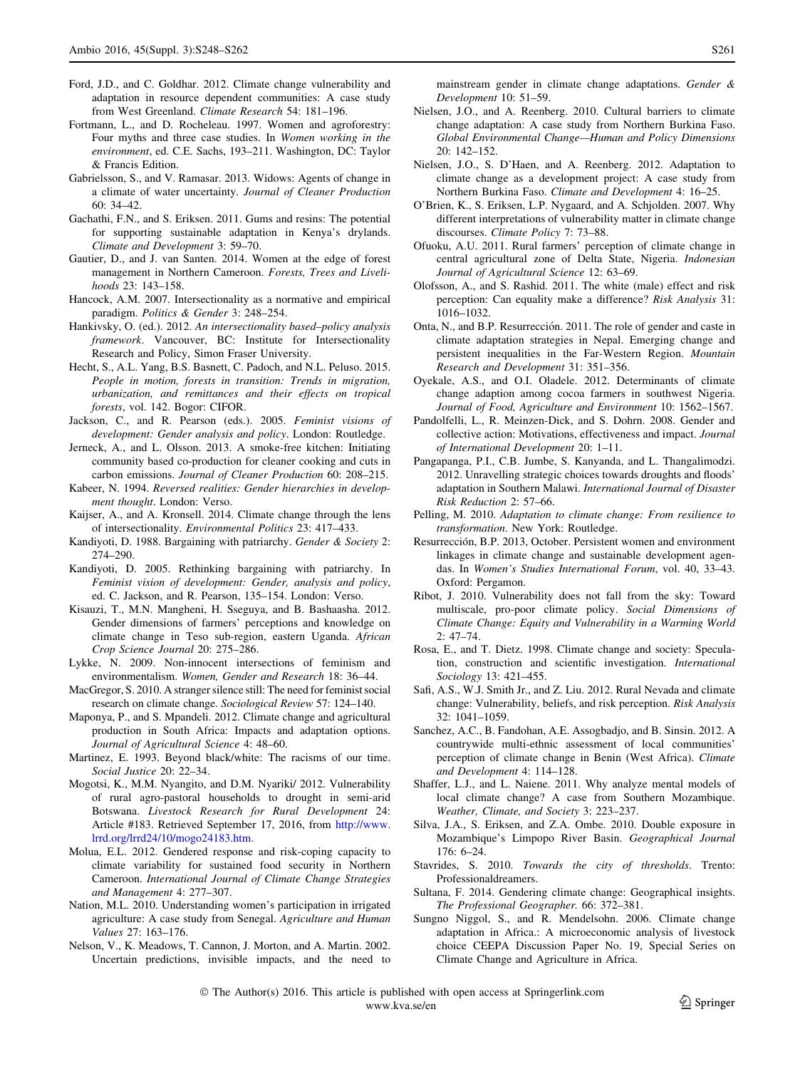Ford, J.D., and C. Goldhar. 2012. Climate change vulnerability and adaptation in resource dependent communities: A case study from West Greenland. *Climate Research* 54: 181–196.

Fortmann, L., and D. Rocheleau. 1997. Women and agroforestry: Four myths and three case studies. In *Women working in the environment*, ed. C.E. Sachs, 193–211. Washington, DC: Taylor & Francis Edition.

Gabrielsson, S., and V. Ramasar. 2013. Widows: Agents of change in a climate of water uncertainty. *Journal of Cleaner Production* 60: 34–42.

Gachathi, F.N., and S. Eriksen. 2011. Gums and resins: The potential for supporting sustainable adaptation in Kenya's drylands. *Climate and Development* 3: 59–70.

Gautier, D., and J. van Santen. 2014. Women at the edge of forest management in Northern Cameroon. *Forests, Trees and Livelihoods* 23: 143–158.

Hancock, A.M. 2007. Intersectionality as a normative and empirical paradigm. *Politics & Gender* 3: 248–254.

Hankivsky, O. (ed.). 2012. *An intersectionality based–policy analysis framework*. Vancouver, BC: Institute for Intersectionality Research and Policy, Simon Fraser University.

Hecht, S., A.L. Yang, B.S. Basnett, C. Padoch, and N.L. Peluso. 2015. *People in motion, forests in transition: Trends in migration, urbanization, and remittances and their effects on tropical forests*, vol. 142. Bogor: CIFOR.

Jackson, C., and R. Pearson (eds.). 2005. *Feminist visions of development: Gender analysis and policy*. London: Routledge.

Jerneck, A., and L. Olsson. 2013. A smoke-free kitchen: Initiating community based co-production for cleaner cooking and cuts in carbon emissions. *Journal of Cleaner Production* 60: 208–215.

Kabeer, N. 1994. *Reversed realities: Gender hierarchies in development thought*. London: Verso.

Kaijser, A., and A. Kronsell. 2014. Climate change through the lens of intersectionality. *Environmental Politics* 23: 417–433.

Kandiyoti, D. 1988. Bargaining with patriarchy. *Gender & Society* 2: 274–290.

Kandiyoti, D. 2005. Rethinking bargaining with patriarchy. In *Feminist vision of development: Gender, analysis and policy*, ed. C. Jackson, and R. Pearson, 135–154. London: Verso.

Kisauzi, T., M.N. Mangheni, H. Sseguya, and B. Bashaasha. 2012. Gender dimensions of farmers' perceptions and knowledge on climate change in Teso sub-region, eastern Uganda. *African Crop Science Journal* 20: 275–286.

Lykke, N. 2009. Non-innocent intersections of feminism and environmentalism. *Women, Gender and Research* 18: 36–44.

MacGregor, S. 2010. A stranger silence still: The need for feminist social research on climate change. *Sociological Review* 57: 124–140.

Maponya, P., and S. Mpandeli. 2012. Climate change and agricultural production in South Africa: Impacts and adaptation options. *Journal of Agricultural Science* 4: 48–60.

Martinez, E. 1993. Beyond black/white: The racisms of our time. *Social Justice* 20: 22–34.

Mogotsi, K., M.M. Nyangito, and D.M. Nyariki/ 2012. Vulnerability of rural agro-pastoral households to drought in semi-arid Botswana. *Livestock Research for Rural Development* 24: Article #183. Retrieved September 17, 2016, from http://www.lrrd.org/lrrd24/10/mogo24183.htm.

Molua, E.L. 2012. Gendered response and risk-coping capacity to climate variability for sustained food security in Northern Cameroon. *International Journal of Climate Change Strategies and Management* 4: 277–307.

Nation, M.L. 2010. Understanding women's participation in irrigated agriculture: A case study from Senegal. *Agriculture and Human Values* 27: 163–176.

Nelson, V., K. Meadows, T. Cannon, J. Morton, and A. Martin. 2002. Uncertain predictions, invisible impacts, and the need to mainstream gender in climate change adaptations. *Gender & Development* 10: 51–59.

Nielsen, J.O., and A. Reenberg. 2010. Cultural barriers to climate change adaptation: A case study from Northern Burkina Faso. *Global Environmental Change—Human and Policy Dimensions* 20: 142–152.

Nielsen, J.O., S. D'Haen, and A. Reenberg. 2012. Adaptation to climate change as a development project: A case study from Northern Burkina Faso. *Climate and Development* 4: 16–25.

O'Brien, K., S. Eriksen, L.P. Nygaard, and A. Schjolden. 2007. Why different interpretations of vulnerability matter in climate change discourses. *Climate Policy* 7: 73–88.

Ofuoku, A.U. 2011. Rural farmers' perception of climate change in central agricultural zone of Delta State, Nigeria. *Indonesian Journal of Agricultural Science* 12: 63–69.

Olofsson, A., and S. Rashid. 2011. The white (male) effect and risk perception: Can equality make a difference? *Risk Analysis* 31: 1016–1032.

Onta, N., and B.P. Resurrección. 2011. The role of gender and caste in climate adaptation strategies in Nepal. Emerging change and persistent inequalities in the Far-Western Region. *Mountain Research and Development* 31: 351–356.

Oyekale, A.S., and O.I. Oladele. 2012. Determinants of climate change adaption among cocoa farmers in southwest Nigeria. *Journal of Food, Agriculture and Environment* 10: 1562–1567.

Pandolfelli, L., R. Meinzen-Dick, and S. Dohrn. 2008. Gender and collective action: Motivations, effectiveness and impact. *Journal of International Development* 20: 1–11.

Pangapanga, P.I., C.B. Jumbe, S. Kanyanda, and L. Thangalimodzi. 2012. Unravelling strategic choices towards droughts and floods' adaptation in Southern Malawi. *International Journal of Disaster Risk Reduction* 2: 57–66.

Pelling, M. 2010. *Adaptation to climate change: From resilience to transformation*. New York: Routledge.

Resurrección, B.P. 2013. Persistent women and environment linkages in climate change and sustainable development agendas. In *Women's Studies International Forum*, vol. 40, 33–43. Oxford: Pergamon.

Ribot, J. 2010. Vulnerability does not fall from the sky: Toward multiscale, pro-poor climate policy. *Social Dimensions of Climate Change: Equity and Vulnerability in a Warming World* 2: 47–74.

Rosa, E., and T. Dietz. 1998. Climate change and society: Speculation, construction and scientific investigation. *International Sociology* 13: 421–455.

Safi, A.S., W.J. Smith Jr., and Z. Liu. 2012. Rural Nevada and climate change: Vulnerability, beliefs, and risk perception. *Risk Analysis* 32: 1041–1059.

Sanchez, A.C., B. Fandohan, A.E. Assogbadjo, and B. Sinsin. 2012. A countrywide multi-ethnic assessment of local communities' perception of climate change in Benin (West Africa). *Climate and Development* 4: 114–128.

Shaffer, L.J., and L. Naiene. 2011. Why analyze mental models of local climate change? A case from Southern Mozambique. *Weather, Climate, and Society* 3: 223–237.

Silva, J.A., S. Eriksen, and Z.A. Ombe. 2010. Double exposure in Mozambique's Limpopo River Basin. *Geographical Journal* 176: 6–24.

Stavrides, S. 2010. *Towards the city of thresholds*. Trento: Professionaldreamers.

Sultana, F. 2014. Gendering climate change: Geographical insights. *The Professional Geographer*. 66: 372–381.

Sungno Niggol, S., and R. Mendelsohn. 2006. Climate change adaptation in Africa.: A microeconomic analysis of livestock choice CEEPA Discussion Paper No. 19, Special Series on Climate Change and Agriculture in Africa.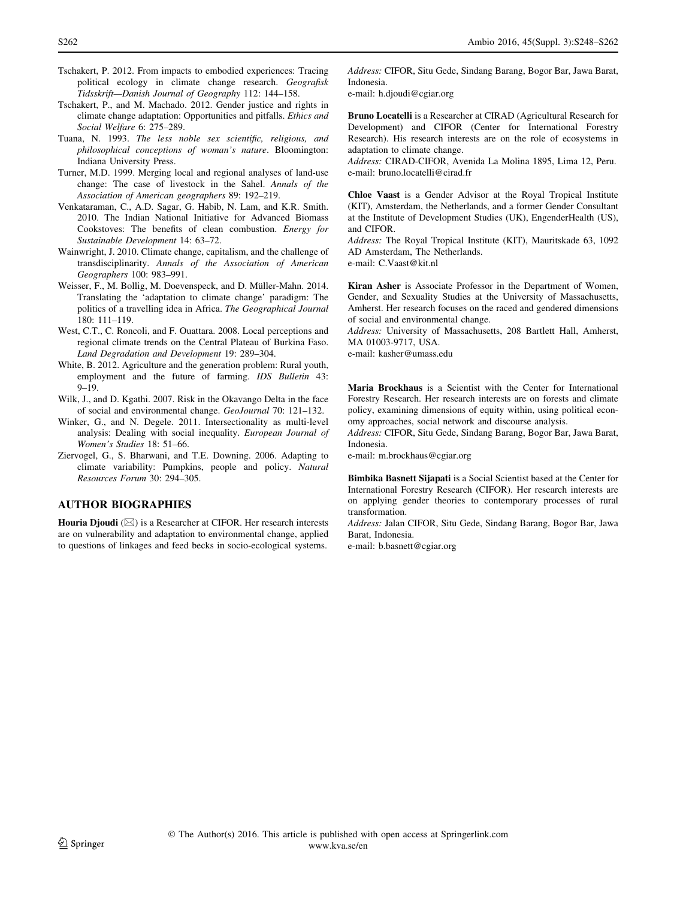Tschakert, P. 2012. From impacts to embodied experiences: Tracing political ecology in climate change research. *Geografisk Tidsskrift—Danish Journal of Geography* 112: 144–158.

Tschakert, P., and M. Machado. 2012. Gender justice and rights in climate change adaptation: Opportunities and pitfalls. *Ethics and Social Welfare* 6: 275–289.

Tuana, N. 1993. *The less noble sex scientific, religious, and philosophical conceptions of woman's nature*. Bloomington: Indiana University Press.

Turner, M.D. 1999. Merging local and regional analyses of land-use change: The case of livestock in the Sahel. *Annals of the Association of American geographers* 89: 192–219.

Venkataraman, C., A.D. Sagar, G. Habib, N. Lam, and K.R. Smith. 2010. The Indian National Initiative for Advanced Biomass Cookstoves: The benefits of clean combustion. *Energy for Sustainable Development* 14: 63–72.

Wainwright, J. 2010. Climate change, capitalism, and the challenge of transdisciplinarity. *Annals of the Association of American Geographers* 100: 983–991.

Weisser, F., M. Bollig, M. Doevenspeck, and D. Müller-Mahn. 2014. Translating the 'adaptation to climate change' paradigm: The politics of a travelling idea in Africa. *The Geographical Journal* 180: 111–119.

West, C.T., C. Roncoli, and F. Ouattara. 2008. Local perceptions and regional climate trends on the Central Plateau of Burkina Faso. *Land Degradation and Development* 19: 289–304.

White, B. 2012. Agriculture and the generation problem: Rural youth, employment and the future of farming. *IDS Bulletin* 43: 9–19.

Wilk, J., and D. Kgathi. 2007. Risk in the Okavango Delta in the face of social and environmental change. *GeoJournal* 70: 121–132.

Winker, G., and N. Degele. 2011. Intersectionality as multi-level analysis: Dealing with social inequality. *European Journal of Women's Studies* 18: 51–66.

Ziervogel, G., S. Bharwani, and T.E. Downing. 2006. Adapting to climate variability: Pumpkins, people and policy. *Natural Resources Forum* 30: 294–305.

## AUTHOR BIOGRAPHIES

**Houria Djoudi** (✉) is a Researcher at CIFOR. Her research interests are on vulnerability and adaptation to environmental change, applied to questions of linkages and feed becks in socio-ecological systems.

*Address:* CIFOR, Situ Gede, Sindang Barang, Bogor Bar, Jawa Barat, Indonesia.
e-mail: h.djoudi@cgiar.org

**Bruno Locatelli** is a Researcher at CIRAD (Agricultural Research for Development) and CIFOR (Center for International Forestry Research). His research interests are on the role of ecosystems in adaptation to climate change.

*Address:* CIRAD-CIFOR, Avenida La Molina 1895, Lima 12, Peru.
e-mail: bruno.locatelli@cirad.fr

**Chloe Vaast** is a Gender Advisor at the Royal Tropical Institute (KIT), Amsterdam, the Netherlands, and a former Gender Consultant at the Institute of Development Studies (UK), EngenderHealth (US), and CIFOR.

*Address:* The Royal Tropical Institute (KIT), Mauritskade 63, 1092 AD Amsterdam, The Netherlands.
e-mail: C.Vaast@kit.nl

**Kiran Asher** is Associate Professor in the Department of Women, Gender, and Sexuality Studies at the University of Massachusetts, Amherst. Her research focuses on the raced and gendered dimensions of social and environmental change.

*Address:* University of Massachusetts, 208 Bartlett Hall, Amherst, MA 01003-9717, USA.
e-mail: kasher@umass.edu

**Maria Brockhaus** is a Scientist with the Center for International Forestry Research. Her research interests are on forests and climate policy, examining dimensions of equity within, using political economy approaches, social network and discourse analysis.

*Address:* CIFOR, Situ Gede, Sindang Barang, Bogor Bar, Jawa Barat, Indonesia.
e-mail: m.brockhaus@cgiar.org

**Bimbika Basnett Sijapati** is a Social Scientist based at the Center for International Forestry Research (CIFOR). Her research interests are on applying gender theories to contemporary processes of rural transformation.

*Address:* Jalan CIFOR, Situ Gede, Sindang Barang, Bogor Bar, Jawa Barat, Indonesia.
e-mail: b.basnett@cgiar.org

© The Author(s) 2016. This article is published with open access at Springerlink.com
www.kva.se/en